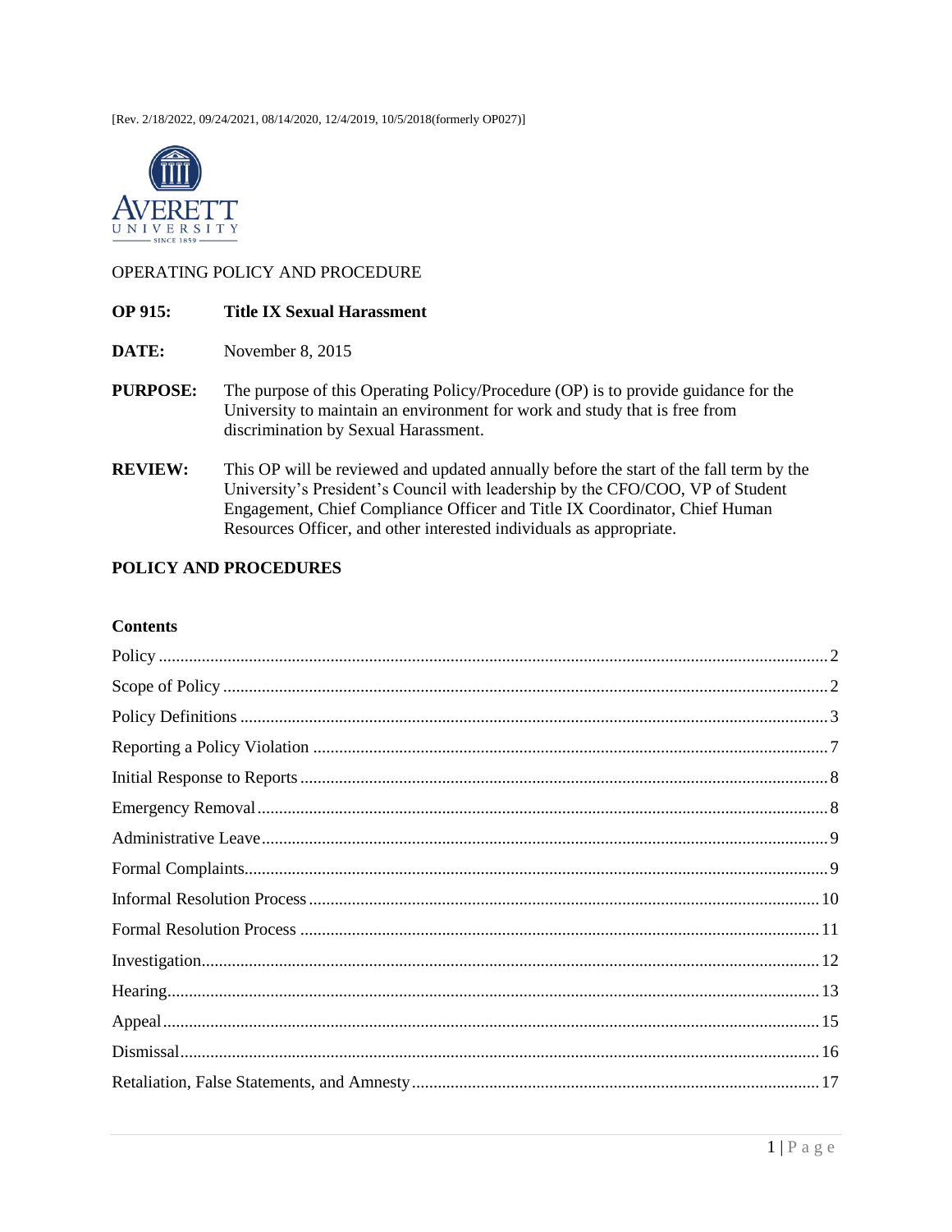[Rev. 2/18/2022, 09/24/2021, 08/14/2020, 12/4/2019, 10/5/2018(formerly OP027)]

AVERETT UNIVERSITY SINCE 1859

OPERATING POLICY AND PROCEDURE

**OP 915:** **Title IX Sexual Harassment**

**DATE:** November 8, 2015

**PURPOSE:** The purpose of this Operating Policy/Procedure (OP) is to provide guidance for the University to maintain an environment for work and study that is free from discrimination by Sexual Harassment.

**REVIEW:** This OP will be reviewed and updated annually before the start of the fall term by the University's President's Council with leadership by the CFO/COO, VP of Student Engagement, Chief Compliance Officer and Title IX Coordinator, Chief Human Resources Officer, and other interested individuals as appropriate.

## POLICY AND PROCEDURES

### Contents

| Section | Page |
|---|---|
| Policy | 2 |
| Scope of Policy | 2 |
| Policy Definitions | 3 |
| Reporting a Policy Violation | 7 |
| Initial Response to Reports | 8 |
| Emergency Removal | 8 |
| Administrative Leave | 9 |
| Formal Complaints | 9 |
| Informal Resolution Process | 10 |
| Formal Resolution Process | 11 |
| Investigation | 12 |
| Hearing | 13 |
| Appeal | 15 |
| Dismissal | 16 |
| Retaliation, False Statements, and Amnesty | 17 |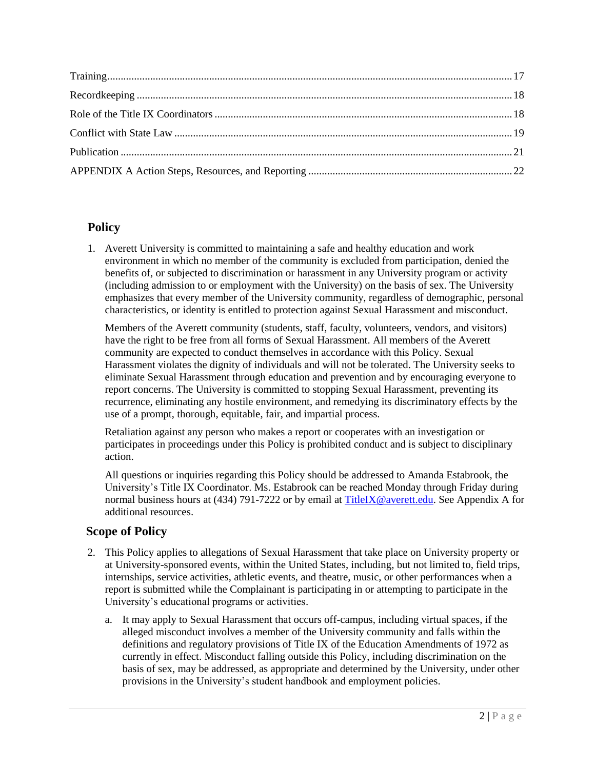Training......................................................................................................................................17
Recordkeeping ..........................................................................................................................18
Role of the Title IX Coordinators ............................................................................................18
Conflict with State Law ............................................................................................................19
Publication ................................................................................................................................21
APPENDIX A Action Steps, Resources, and Reporting ..........................................................22

## Policy

1. Averett University is committed to maintaining a safe and healthy education and work environment in which no member of the community is excluded from participation, denied the benefits of, or subjected to discrimination or harassment in any University program or activity (including admission to or employment with the University) on the basis of sex. The University emphasizes that every member of the University community, regardless of demographic, personal characteristics, or identity is entitled to protection against Sexual Harassment and misconduct.

   Members of the Averett community (students, staff, faculty, volunteers, vendors, and visitors) have the right to be free from all forms of Sexual Harassment. All members of the Averett community are expected to conduct themselves in accordance with this Policy. Sexual Harassment violates the dignity of individuals and will not be tolerated. The University seeks to eliminate Sexual Harassment through education and prevention and by encouraging everyone to report concerns. The University is committed to stopping Sexual Harassment, preventing its recurrence, eliminating any hostile environment, and remedying its discriminatory effects by the use of a prompt, thorough, equitable, fair, and impartial process.

   Retaliation against any person who makes a report or cooperates with an investigation or participates in proceedings under this Policy is prohibited conduct and is subject to disciplinary action.

   All questions or inquiries regarding this Policy should be addressed to Amanda Estabrook, the University's Title IX Coordinator. Ms. Estabrook can be reached Monday through Friday during normal business hours at (434) 791-7222 or by email at TitleIX@averett.edu. See Appendix A for additional resources.

## Scope of Policy

2. This Policy applies to allegations of Sexual Harassment that take place on University property or at University-sponsored events, within the United States, including, but not limited to, field trips, internships, service activities, athletic events, and theatre, music, or other performances when a report is submitted while the Complainant is participating in or attempting to participate in the University's educational programs or activities.

   a. It may apply to Sexual Harassment that occurs off-campus, including virtual spaces, if the alleged misconduct involves a member of the University community and falls within the definitions and regulatory provisions of Title IX of the Education Amendments of 1972 as currently in effect. Misconduct falling outside this Policy, including discrimination on the basis of sex, may be addressed, as appropriate and determined by the University, under other provisions in the University's student handbook and employment policies.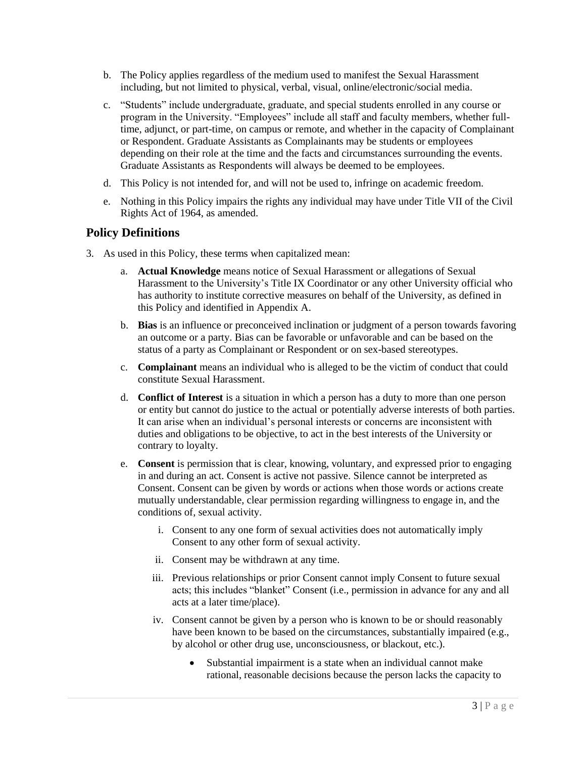b. The Policy applies regardless of the medium used to manifest the Sexual Harassment including, but not limited to physical, verbal, visual, online/electronic/social media.

c. "Students" include undergraduate, graduate, and special students enrolled in any course or program in the University. "Employees" include all staff and faculty members, whether full-time, adjunct, or part-time, on campus or remote, and whether in the capacity of Complainant or Respondent. Graduate Assistants as Complainants may be students or employees depending on their role at the time and the facts and circumstances surrounding the events. Graduate Assistants as Respondents will always be deemed to be employees.

d. This Policy is not intended for, and will not be used to, infringe on academic freedom.

e. Nothing in this Policy impairs the rights any individual may have under Title VII of the Civil Rights Act of 1964, as amended.

## Policy Definitions

3. As used in this Policy, these terms when capitalized mean:

   a. **Actual Knowledge** means notice of Sexual Harassment or allegations of Sexual Harassment to the University's Title IX Coordinator or any other University official who has authority to institute corrective measures on behalf of the University, as defined in this Policy and identified in Appendix A.

   b. **Bias** is an influence or preconceived inclination or judgment of a person towards favoring an outcome or a party. Bias can be favorable or unfavorable and can be based on the status of a party as Complainant or Respondent or on sex-based stereotypes.

   c. **Complainant** means an individual who is alleged to be the victim of conduct that could constitute Sexual Harassment.

   d. **Conflict of Interest** is a situation in which a person has a duty to more than one person or entity but cannot do justice to the actual or potentially adverse interests of both parties. It can arise when an individual's personal interests or concerns are inconsistent with duties and obligations to be objective, to act in the best interests of the University or contrary to loyalty.

   e. **Consent** is permission that is clear, knowing, voluntary, and expressed prior to engaging in and during an act. Consent is active not passive. Silence cannot be interpreted as Consent. Consent can be given by words or actions when those words or actions create mutually understandable, clear permission regarding willingness to engage in, and the conditions of, sexual activity.

      i. Consent to any one form of sexual activities does not automatically imply Consent to any other form of sexual activity.

      ii. Consent may be withdrawn at any time.

      iii. Previous relationships or prior Consent cannot imply Consent to future sexual acts; this includes "blanket" Consent (i.e., permission in advance for any and all acts at a later time/place).

      iv. Consent cannot be given by a person who is known to be or should reasonably have been known to be based on the circumstances, substantially impaired (e.g., by alcohol or other drug use, unconsciousness, or blackout, etc.).

         - Substantial impairment is a state when an individual cannot make rational, reasonable decisions because the person lacks the capacity to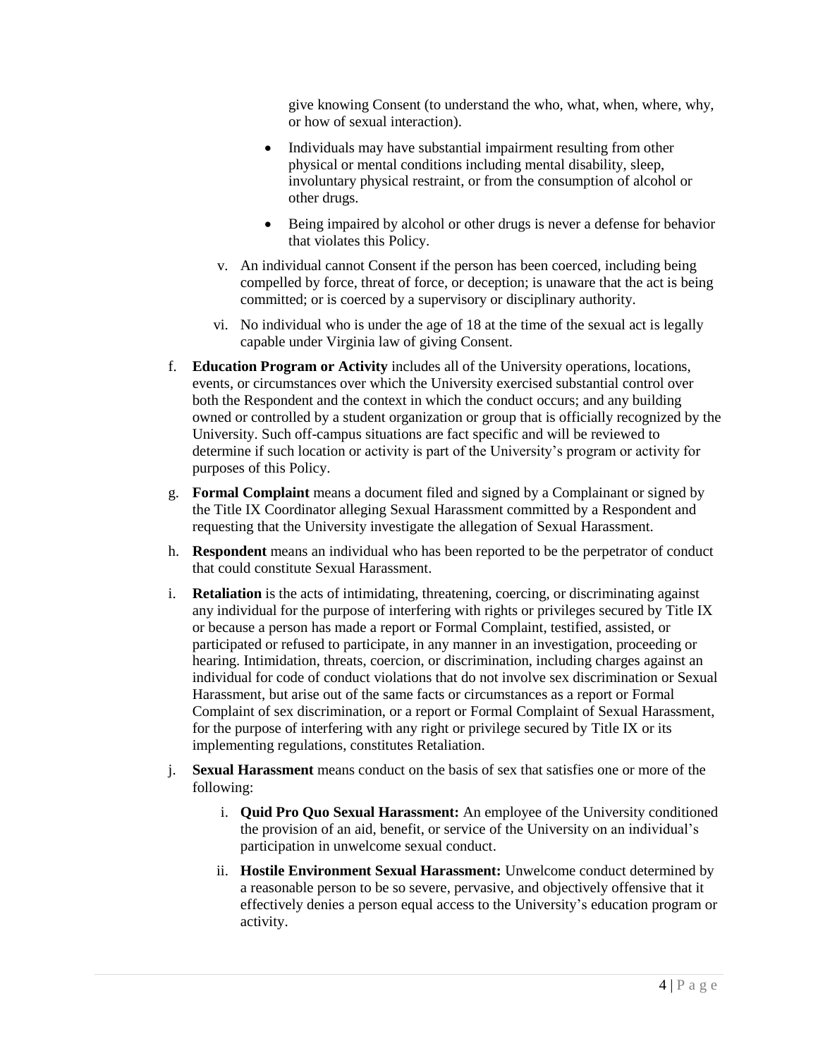give knowing Consent (to understand the who, what, when, where, why, or how of sexual interaction).

- Individuals may have substantial impairment resulting from other physical or mental conditions including mental disability, sleep, involuntary physical restraint, or from the consumption of alcohol or other drugs.
- Being impaired by alcohol or other drugs is never a defense for behavior that violates this Policy.

v. An individual cannot Consent if the person has been coerced, including being compelled by force, threat of force, or deception; is unaware that the act is being committed; or is coerced by a supervisory or disciplinary authority.

vi. No individual who is under the age of 18 at the time of the sexual act is legally capable under Virginia law of giving Consent.

f. **Education Program or Activity** includes all of the University operations, locations, events, or circumstances over which the University exercised substantial control over both the Respondent and the context in which the conduct occurs; and any building owned or controlled by a student organization or group that is officially recognized by the University. Such off-campus situations are fact specific and will be reviewed to determine if such location or activity is part of the University's program or activity for purposes of this Policy.

g. **Formal Complaint** means a document filed and signed by a Complainant or signed by the Title IX Coordinator alleging Sexual Harassment committed by a Respondent and requesting that the University investigate the allegation of Sexual Harassment.

h. **Respondent** means an individual who has been reported to be the perpetrator of conduct that could constitute Sexual Harassment.

i. **Retaliation** is the acts of intimidating, threatening, coercing, or discriminating against any individual for the purpose of interfering with rights or privileges secured by Title IX or because a person has made a report or Formal Complaint, testified, assisted, or participated or refused to participate, in any manner in an investigation, proceeding or hearing. Intimidation, threats, coercion, or discrimination, including charges against an individual for code of conduct violations that do not involve sex discrimination or Sexual Harassment, but arise out of the same facts or circumstances as a report or Formal Complaint of sex discrimination, or a report or Formal Complaint of Sexual Harassment, for the purpose of interfering with any right or privilege secured by Title IX or its implementing regulations, constitutes Retaliation.

j. **Sexual Harassment** means conduct on the basis of sex that satisfies one or more of the following:

i. **Quid Pro Quo Sexual Harassment:** An employee of the University conditioned the provision of an aid, benefit, or service of the University on an individual's participation in unwelcome sexual conduct.

ii. **Hostile Environment Sexual Harassment:** Unwelcome conduct determined by a reasonable person to be so severe, pervasive, and objectively offensive that it effectively denies a person equal access to the University's education program or activity.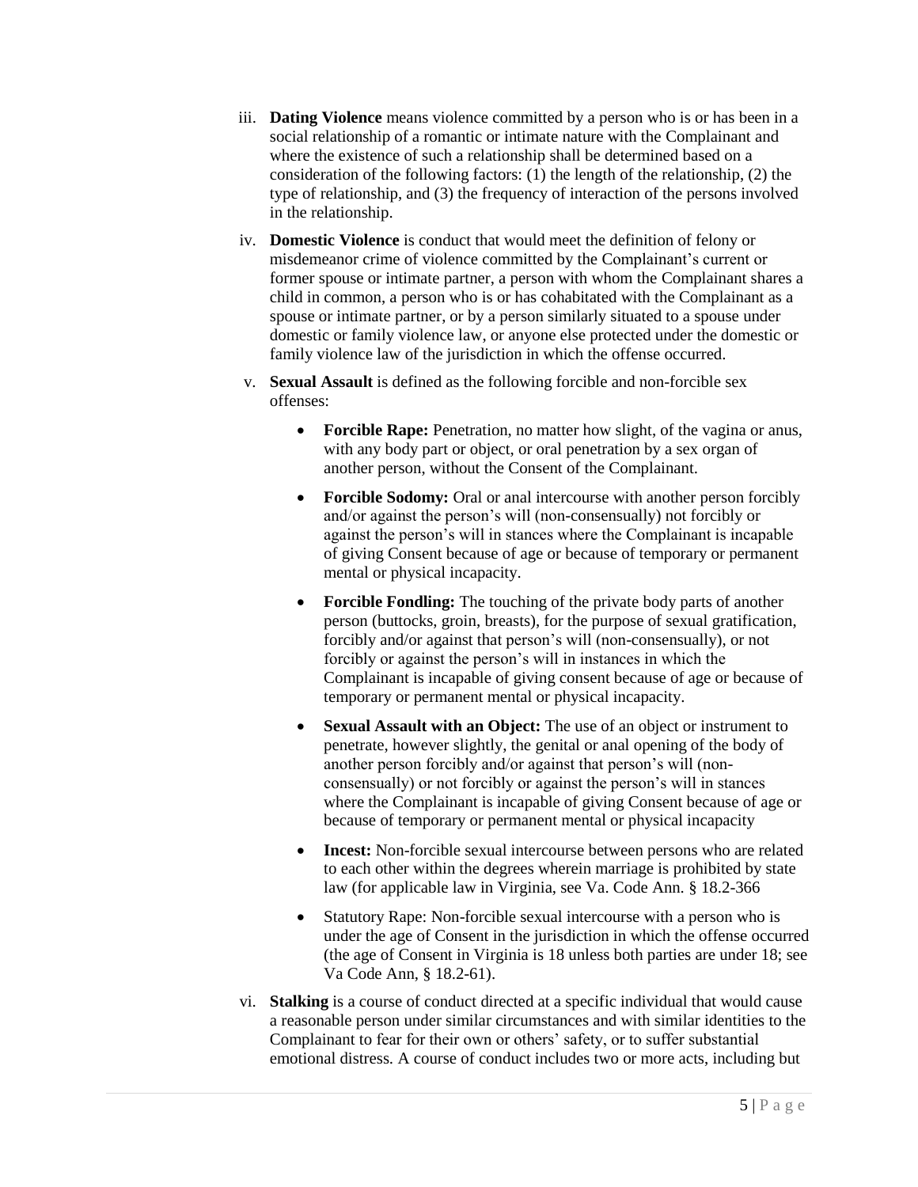iii. **Dating Violence** means violence committed by a person who is or has been in a social relationship of a romantic or intimate nature with the Complainant and where the existence of such a relationship shall be determined based on a consideration of the following factors: (1) the length of the relationship, (2) the type of relationship, and (3) the frequency of interaction of the persons involved in the relationship.

iv. **Domestic Violence** is conduct that would meet the definition of felony or misdemeanor crime of violence committed by the Complainant's current or former spouse or intimate partner, a person with whom the Complainant shares a child in common, a person who is or has cohabitated with the Complainant as a spouse or intimate partner, or by a person similarly situated to a spouse under domestic or family violence law, or anyone else protected under the domestic or family violence law of the jurisdiction in which the offense occurred.

v. **Sexual Assault** is defined as the following forcible and non-forcible sex offenses:

- **Forcible Rape:** Penetration, no matter how slight, of the vagina or anus, with any body part or object, or oral penetration by a sex organ of another person, without the Consent of the Complainant.
- **Forcible Sodomy:** Oral or anal intercourse with another person forcibly and/or against the person's will (non-consensually) not forcibly or against the person's will in stances where the Complainant is incapable of giving Consent because of age or because of temporary or permanent mental or physical incapacity.
- **Forcible Fondling:** The touching of the private body parts of another person (buttocks, groin, breasts), for the purpose of sexual gratification, forcibly and/or against that person's will (non-consensually), or not forcibly or against the person's will in instances in which the Complainant is incapable of giving consent because of age or because of temporary or permanent mental or physical incapacity.
- **Sexual Assault with an Object:** The use of an object or instrument to penetrate, however slightly, the genital or anal opening of the body of another person forcibly and/or against that person's will (non-consensually) or not forcibly or against the person's will in stances where the Complainant is incapable of giving Consent because of age or because of temporary or permanent mental or physical incapacity
- **Incest:** Non-forcible sexual intercourse between persons who are related to each other within the degrees wherein marriage is prohibited by state law (for applicable law in Virginia, see Va. Code Ann. § 18.2-366
- Statutory Rape: Non-forcible sexual intercourse with a person who is under the age of Consent in the jurisdiction in which the offense occurred (the age of Consent in Virginia is 18 unless both parties are under 18; see Va Code Ann, § 18.2-61).

vi. **Stalking** is a course of conduct directed at a specific individual that would cause a reasonable person under similar circumstances and with similar identities to the Complainant to fear for their own or others' safety, or to suffer substantial emotional distress. A course of conduct includes two or more acts, including but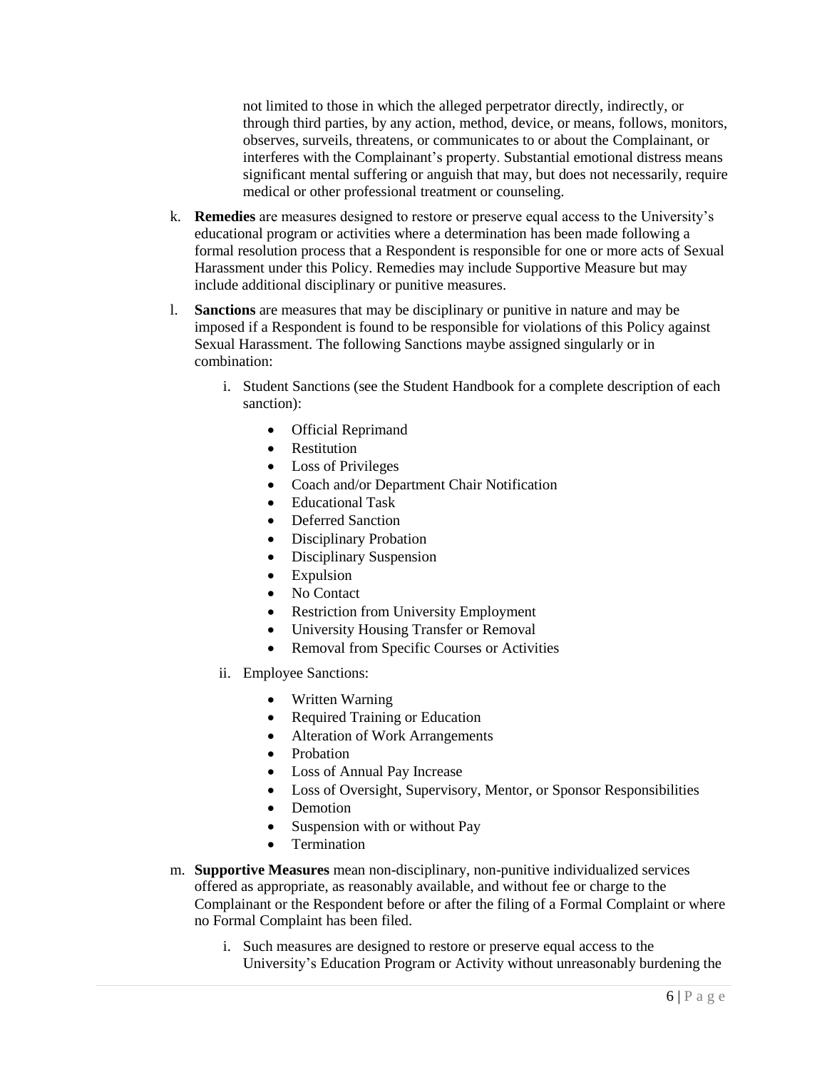not limited to those in which the alleged perpetrator directly, indirectly, or through third parties, by any action, method, device, or means, follows, monitors, observes, surveils, threatens, or communicates to or about the Complainant, or interferes with the Complainant's property. Substantial emotional distress means significant mental suffering or anguish that may, but does not necessarily, require medical or other professional treatment or counseling.

k. **Remedies** are measures designed to restore or preserve equal access to the University's educational program or activities where a determination has been made following a formal resolution process that a Respondent is responsible for one or more acts of Sexual Harassment under this Policy. Remedies may include Supportive Measure but may include additional disciplinary or punitive measures.

l. **Sanctions** are measures that may be disciplinary or punitive in nature and may be imposed if a Respondent is found to be responsible for violations of this Policy against Sexual Harassment. The following Sanctions maybe assigned singularly or in combination:

   i. Student Sanctions (see the Student Handbook for a complete description of each sanction):

      - Official Reprimand
      - Restitution
      - Loss of Privileges
      - Coach and/or Department Chair Notification
      - Educational Task
      - Deferred Sanction
      - Disciplinary Probation
      - Disciplinary Suspension
      - Expulsion
      - No Contact
      - Restriction from University Employment
      - University Housing Transfer or Removal
      - Removal from Specific Courses or Activities

   ii. Employee Sanctions:

      - Written Warning
      - Required Training or Education
      - Alteration of Work Arrangements
      - Probation
      - Loss of Annual Pay Increase
      - Loss of Oversight, Supervisory, Mentor, or Sponsor Responsibilities
      - Demotion
      - Suspension with or without Pay
      - Termination

m. **Supportive Measures** mean non-disciplinary, non-punitive individualized services offered as appropriate, as reasonably available, and without fee or charge to the Complainant or the Respondent before or after the filing of a Formal Complaint or where no Formal Complaint has been filed.

   i. Such measures are designed to restore or preserve equal access to the University's Education Program or Activity without unreasonably burdening the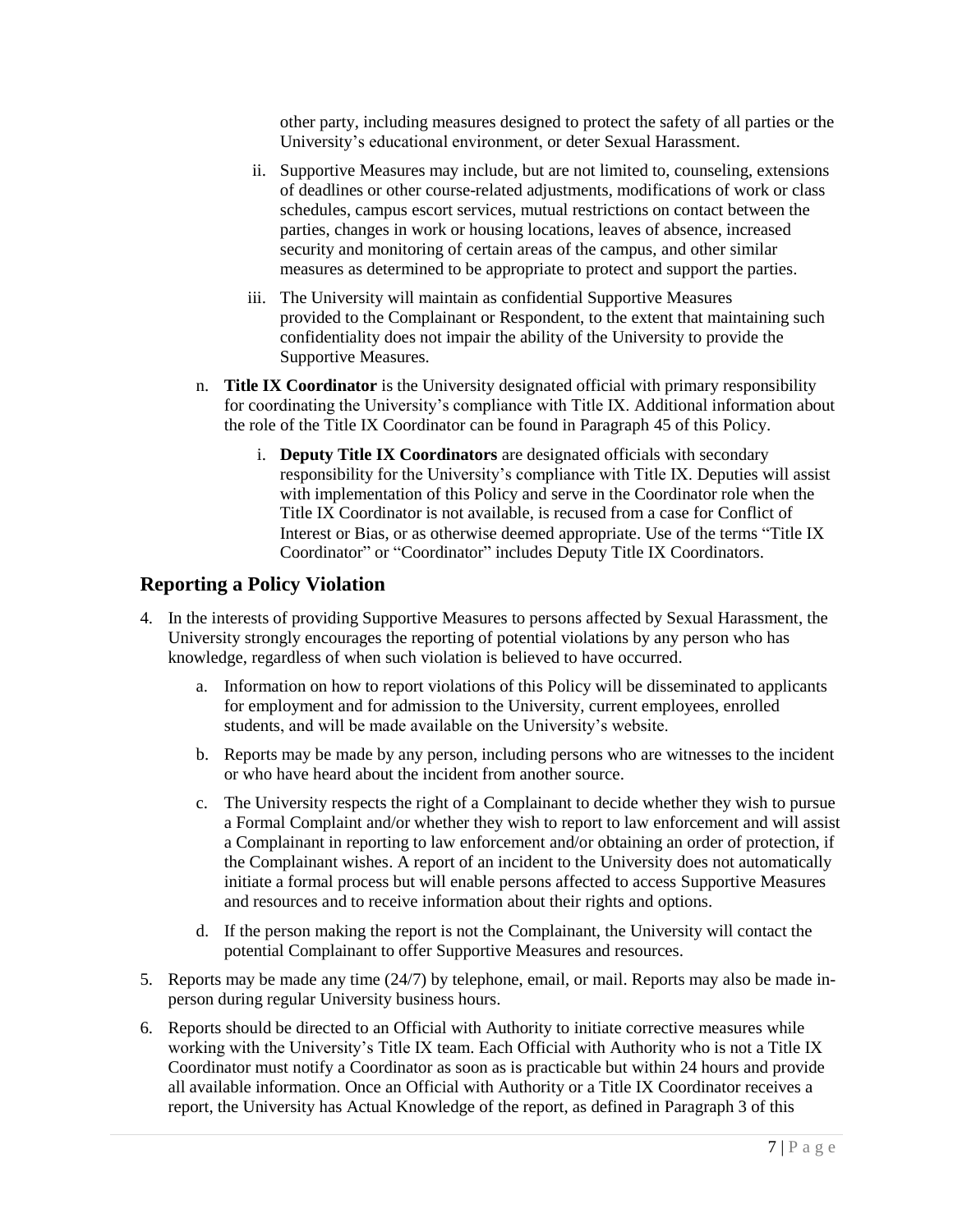other party, including measures designed to protect the safety of all parties or the University's educational environment, or deter Sexual Harassment.

ii. Supportive Measures may include, but are not limited to, counseling, extensions of deadlines or other course-related adjustments, modifications of work or class schedules, campus escort services, mutual restrictions on contact between the parties, changes in work or housing locations, leaves of absence, increased security and monitoring of certain areas of the campus, and other similar measures as determined to be appropriate to protect and support the parties.

iii. The University will maintain as confidential Supportive Measures provided to the Complainant or Respondent, to the extent that maintaining such confidentiality does not impair the ability of the University to provide the Supportive Measures.

n. **Title IX Coordinator** is the University designated official with primary responsibility for coordinating the University's compliance with Title IX. Additional information about the role of the Title IX Coordinator can be found in Paragraph 45 of this Policy.

   i. **Deputy Title IX Coordinators** are designated officials with secondary responsibility for the University's compliance with Title IX. Deputies will assist with implementation of this Policy and serve in the Coordinator role when the Title IX Coordinator is not available, is recused from a case for Conflict of Interest or Bias, or as otherwise deemed appropriate. Use of the terms "Title IX Coordinator" or "Coordinator" includes Deputy Title IX Coordinators.

## Reporting a Policy Violation

4. In the interests of providing Supportive Measures to persons affected by Sexual Harassment, the University strongly encourages the reporting of potential violations by any person who has knowledge, regardless of when such violation is believed to have occurred.

   a. Information on how to report violations of this Policy will be disseminated to applicants for employment and for admission to the University, current employees, enrolled students, and will be made available on the University's website.

   b. Reports may be made by any person, including persons who are witnesses to the incident or who have heard about the incident from another source.

   c. The University respects the right of a Complainant to decide whether they wish to pursue a Formal Complaint and/or whether they wish to report to law enforcement and will assist a Complainant in reporting to law enforcement and/or obtaining an order of protection, if the Complainant wishes. A report of an incident to the University does not automatically initiate a formal process but will enable persons affected to access Supportive Measures and resources and to receive information about their rights and options.

   d. If the person making the report is not the Complainant, the University will contact the potential Complainant to offer Supportive Measures and resources.

5. Reports may be made any time (24/7) by telephone, email, or mail. Reports may also be made in-person during regular University business hours.

6. Reports should be directed to an Official with Authority to initiate corrective measures while working with the University's Title IX team. Each Official with Authority who is not a Title IX Coordinator must notify a Coordinator as soon as is practicable but within 24 hours and provide all available information. Once an Official with Authority or a Title IX Coordinator receives a report, the University has Actual Knowledge of the report, as defined in Paragraph 3 of this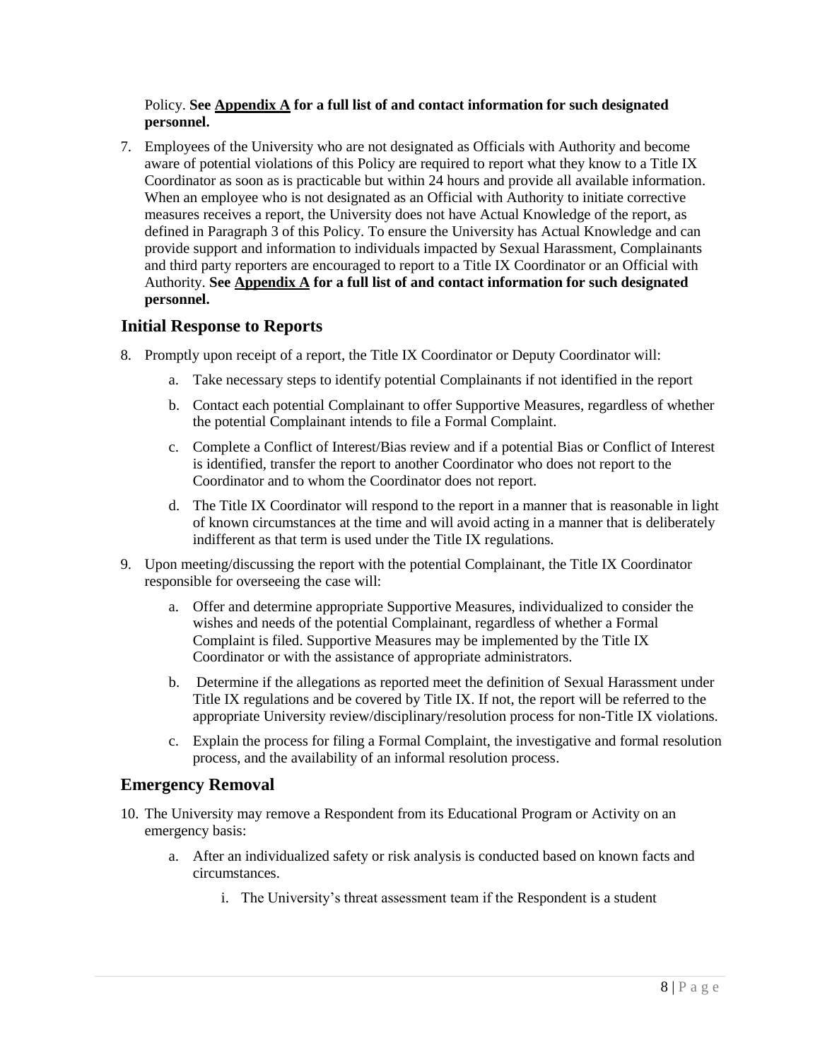Policy. **See Appendix A for a full list of and contact information for such designated personnel.**

7. Employees of the University who are not designated as Officials with Authority and become aware of potential violations of this Policy are required to report what they know to a Title IX Coordinator as soon as is practicable but within 24 hours and provide all available information. When an employee who is not designated as an Official with Authority to initiate corrective measures receives a report, the University does not have Actual Knowledge of the report, as defined in Paragraph 3 of this Policy. To ensure the University has Actual Knowledge and can provide support and information to individuals impacted by Sexual Harassment, Complainants and third party reporters are encouraged to report to a Title IX Coordinator or an Official with Authority. **See Appendix A for a full list of and contact information for such designated personnel.**

## Initial Response to Reports

8. Promptly upon receipt of a report, the Title IX Coordinator or Deputy Coordinator will:
   a. Take necessary steps to identify potential Complainants if not identified in the report
   b. Contact each potential Complainant to offer Supportive Measures, regardless of whether the potential Complainant intends to file a Formal Complaint.
   c. Complete a Conflict of Interest/Bias review and if a potential Bias or Conflict of Interest is identified, transfer the report to another Coordinator who does not report to the Coordinator and to whom the Coordinator does not report.
   d. The Title IX Coordinator will respond to the report in a manner that is reasonable in light of known circumstances at the time and will avoid acting in a manner that is deliberately indifferent as that term is used under the Title IX regulations.

9. Upon meeting/discussing the report with the potential Complainant, the Title IX Coordinator responsible for overseeing the case will:
   a. Offer and determine appropriate Supportive Measures, individualized to consider the wishes and needs of the potential Complainant, regardless of whether a Formal Complaint is filed. Supportive Measures may be implemented by the Title IX Coordinator or with the assistance of appropriate administrators.
   b. Determine if the allegations as reported meet the definition of Sexual Harassment under Title IX regulations and be covered by Title IX. If not, the report will be referred to the appropriate University review/disciplinary/resolution process for non-Title IX violations.
   c. Explain the process for filing a Formal Complaint, the investigative and formal resolution process, and the availability of an informal resolution process.

## Emergency Removal

10. The University may remove a Respondent from its Educational Program or Activity on an emergency basis:
    a. After an individualized safety or risk analysis is conducted based on known facts and circumstances.
       i. The University's threat assessment team if the Respondent is a student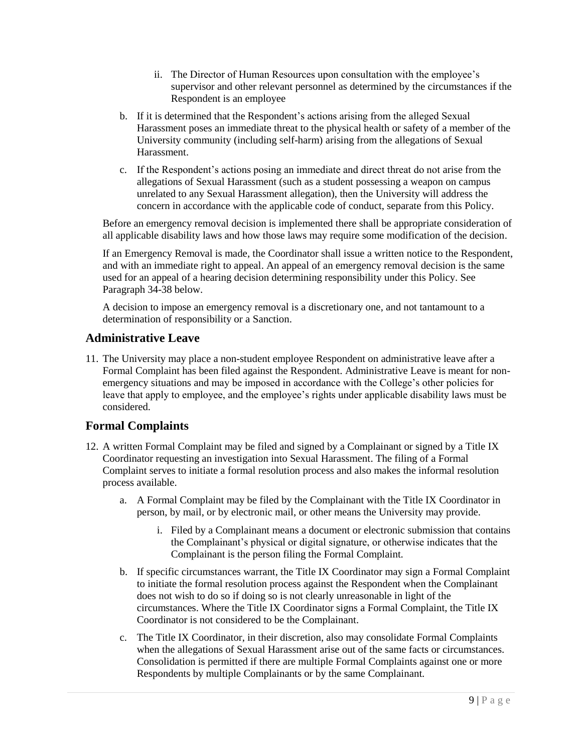ii. The Director of Human Resources upon consultation with the employee's supervisor and other relevant personnel as determined by the circumstances if the Respondent is an employee

b. If it is determined that the Respondent's actions arising from the alleged Sexual Harassment poses an immediate threat to the physical health or safety of a member of the University community (including self-harm) arising from the allegations of Sexual Harassment.

c. If the Respondent's actions posing an immediate and direct threat do not arise from the allegations of Sexual Harassment (such as a student possessing a weapon on campus unrelated to any Sexual Harassment allegation), then the University will address the concern in accordance with the applicable code of conduct, separate from this Policy.

Before an emergency removal decision is implemented there shall be appropriate consideration of all applicable disability laws and how those laws may require some modification of the decision.

If an Emergency Removal is made, the Coordinator shall issue a written notice to the Respondent, and with an immediate right to appeal. An appeal of an emergency removal decision is the same used for an appeal of a hearing decision determining responsibility under this Policy. See Paragraph 34-38 below.

A decision to impose an emergency removal is a discretionary one, and not tantamount to a determination of responsibility or a Sanction.

## Administrative Leave

11. The University may place a non-student employee Respondent on administrative leave after a Formal Complaint has been filed against the Respondent. Administrative Leave is meant for non-emergency situations and may be imposed in accordance with the College's other policies for leave that apply to employee, and the employee's rights under applicable disability laws must be considered.

## Formal Complaints

12. A written Formal Complaint may be filed and signed by a Complainant or signed by a Title IX Coordinator requesting an investigation into Sexual Harassment. The filing of a Formal Complaint serves to initiate a formal resolution process and also makes the informal resolution process available.

    a. A Formal Complaint may be filed by the Complainant with the Title IX Coordinator in person, by mail, or by electronic mail, or other means the University may provide.

       i. Filed by a Complainant means a document or electronic submission that contains the Complainant's physical or digital signature, or otherwise indicates that the Complainant is the person filing the Formal Complaint.

    b. If specific circumstances warrant, the Title IX Coordinator may sign a Formal Complaint to initiate the formal resolution process against the Respondent when the Complainant does not wish to do so if doing so is not clearly unreasonable in light of the circumstances. Where the Title IX Coordinator signs a Formal Complaint, the Title IX Coordinator is not considered to be the Complainant.

    c. The Title IX Coordinator, in their discretion, also may consolidate Formal Complaints when the allegations of Sexual Harassment arise out of the same facts or circumstances. Consolidation is permitted if there are multiple Formal Complaints against one or more Respondents by multiple Complainants or by the same Complainant.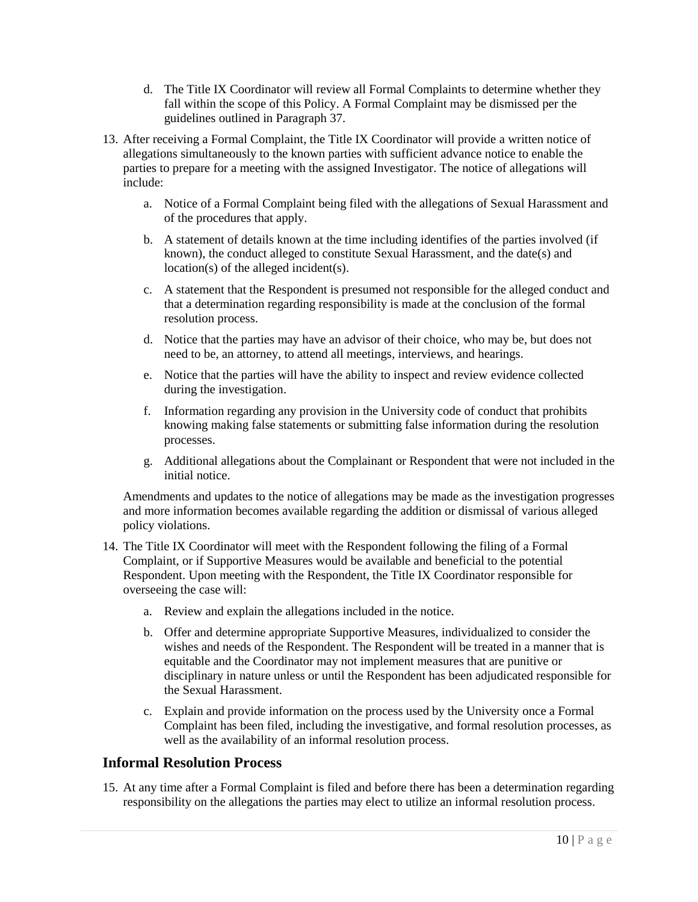d. The Title IX Coordinator will review all Formal Complaints to determine whether they fall within the scope of this Policy. A Formal Complaint may be dismissed per the guidelines outlined in Paragraph 37.

13. After receiving a Formal Complaint, the Title IX Coordinator will provide a written notice of allegations simultaneously to the known parties with sufficient advance notice to enable the parties to prepare for a meeting with the assigned Investigator. The notice of allegations will include:

    a. Notice of a Formal Complaint being filed with the allegations of Sexual Harassment and of the procedures that apply.

    b. A statement of details known at the time including identifies of the parties involved (if known), the conduct alleged to constitute Sexual Harassment, and the date(s) and location(s) of the alleged incident(s).

    c. A statement that the Respondent is presumed not responsible for the alleged conduct and that a determination regarding responsibility is made at the conclusion of the formal resolution process.

    d. Notice that the parties may have an advisor of their choice, who may be, but does not need to be, an attorney, to attend all meetings, interviews, and hearings.

    e. Notice that the parties will have the ability to inspect and review evidence collected during the investigation.

    f. Information regarding any provision in the University code of conduct that prohibits knowing making false statements or submitting false information during the resolution processes.

    g. Additional allegations about the Complainant or Respondent that were not included in the initial notice.

    Amendments and updates to the notice of allegations may be made as the investigation progresses and more information becomes available regarding the addition or dismissal of various alleged policy violations.

14. The Title IX Coordinator will meet with the Respondent following the filing of a Formal Complaint, or if Supportive Measures would be available and beneficial to the potential Respondent. Upon meeting with the Respondent, the Title IX Coordinator responsible for overseeing the case will:

    a. Review and explain the allegations included in the notice.

    b. Offer and determine appropriate Supportive Measures, individualized to consider the wishes and needs of the Respondent. The Respondent will be treated in a manner that is equitable and the Coordinator may not implement measures that are punitive or disciplinary in nature unless or until the Respondent has been adjudicated responsible for the Sexual Harassment.

    c. Explain and provide information on the process used by the University once a Formal Complaint has been filed, including the investigative, and formal resolution processes, as well as the availability of an informal resolution process.

## Informal Resolution Process

15. At any time after a Formal Complaint is filed and before there has been a determination regarding responsibility on the allegations the parties may elect to utilize an informal resolution process.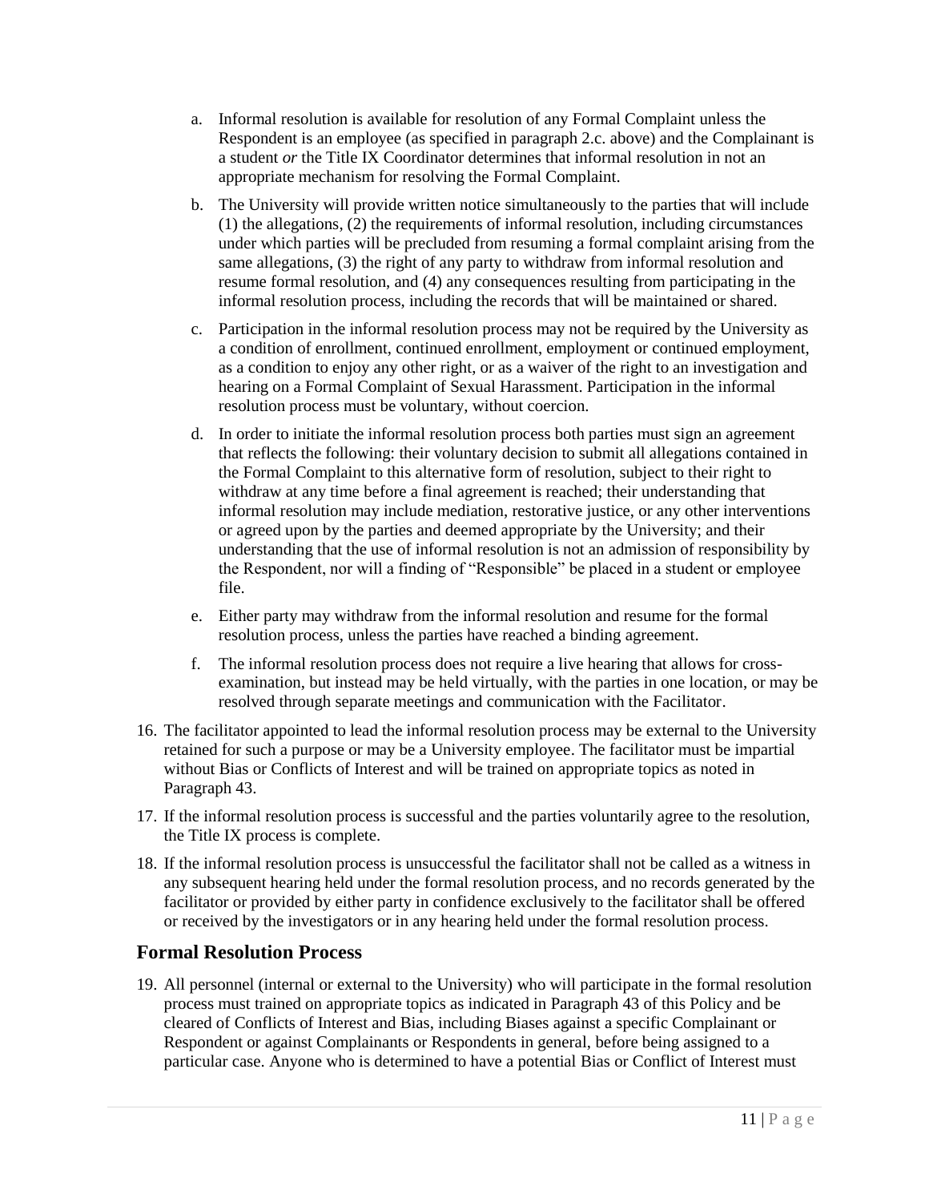a. Informal resolution is available for resolution of any Formal Complaint unless the Respondent is an employee (as specified in paragraph 2.c. above) and the Complainant is a student *or* the Title IX Coordinator determines that informal resolution in not an appropriate mechanism for resolving the Formal Complaint.

b. The University will provide written notice simultaneously to the parties that will include (1) the allegations, (2) the requirements of informal resolution, including circumstances under which parties will be precluded from resuming a formal complaint arising from the same allegations, (3) the right of any party to withdraw from informal resolution and resume formal resolution, and (4) any consequences resulting from participating in the informal resolution process, including the records that will be maintained or shared.

c. Participation in the informal resolution process may not be required by the University as a condition of enrollment, continued enrollment, employment or continued employment, as a condition to enjoy any other right, or as a waiver of the right to an investigation and hearing on a Formal Complaint of Sexual Harassment. Participation in the informal resolution process must be voluntary, without coercion.

d. In order to initiate the informal resolution process both parties must sign an agreement that reflects the following: their voluntary decision to submit all allegations contained in the Formal Complaint to this alternative form of resolution, subject to their right to withdraw at any time before a final agreement is reached; their understanding that informal resolution may include mediation, restorative justice, or any other interventions or agreed upon by the parties and deemed appropriate by the University; and their understanding that the use of informal resolution is not an admission of responsibility by the Respondent, nor will a finding of "Responsible" be placed in a student or employee file.

e. Either party may withdraw from the informal resolution and resume for the formal resolution process, unless the parties have reached a binding agreement.

f. The informal resolution process does not require a live hearing that allows for cross-examination, but instead may be held virtually, with the parties in one location, or may be resolved through separate meetings and communication with the Facilitator.

16. The facilitator appointed to lead the informal resolution process may be external to the University retained for such a purpose or may be a University employee. The facilitator must be impartial without Bias or Conflicts of Interest and will be trained on appropriate topics as noted in Paragraph 43.

17. If the informal resolution process is successful and the parties voluntarily agree to the resolution, the Title IX process is complete.

18. If the informal resolution process is unsuccessful the facilitator shall not be called as a witness in any subsequent hearing held under the formal resolution process, and no records generated by the facilitator or provided by either party in confidence exclusively to the facilitator shall be offered or received by the investigators or in any hearing held under the formal resolution process.

## Formal Resolution Process

19. All personnel (internal or external to the University) who will participate in the formal resolution process must trained on appropriate topics as indicated in Paragraph 43 of this Policy and be cleared of Conflicts of Interest and Bias, including Biases against a specific Complainant or Respondent or against Complainants or Respondents in general, before being assigned to a particular case. Anyone who is determined to have a potential Bias or Conflict of Interest must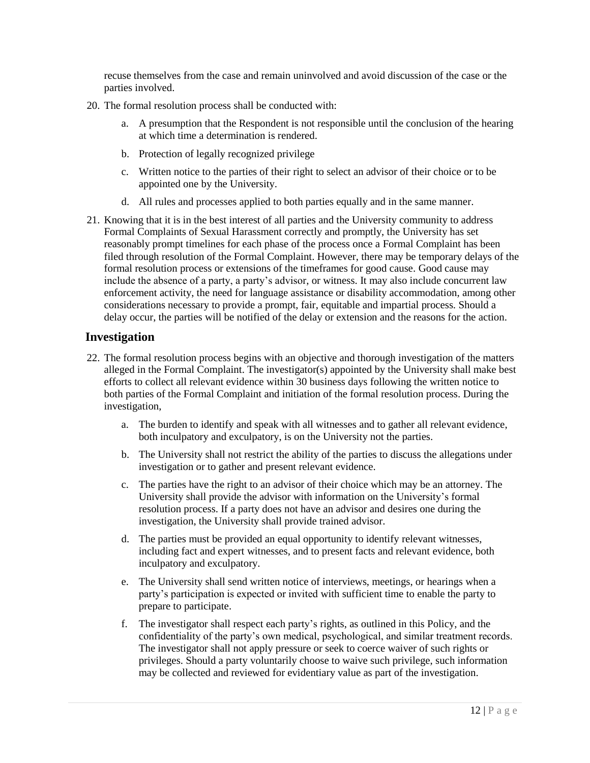recuse themselves from the case and remain uninvolved and avoid discussion of the case or the parties involved.

20. The formal resolution process shall be conducted with:

    a. A presumption that the Respondent is not responsible until the conclusion of the hearing at which time a determination is rendered.

    b. Protection of legally recognized privilege

    c. Written notice to the parties of their right to select an advisor of their choice or to be appointed one by the University.

    d. All rules and processes applied to both parties equally and in the same manner.

21. Knowing that it is in the best interest of all parties and the University community to address Formal Complaints of Sexual Harassment correctly and promptly, the University has set reasonably prompt timelines for each phase of the process once a Formal Complaint has been filed through resolution of the Formal Complaint. However, there may be temporary delays of the formal resolution process or extensions of the timeframes for good cause. Good cause may include the absence of a party, a party's advisor, or witness. It may also include concurrent law enforcement activity, the need for language assistance or disability accommodation, among other considerations necessary to provide a prompt, fair, equitable and impartial process. Should a delay occur, the parties will be notified of the delay or extension and the reasons for the action.

## Investigation

22. The formal resolution process begins with an objective and thorough investigation of the matters alleged in the Formal Complaint. The investigator(s) appointed by the University shall make best efforts to collect all relevant evidence within 30 business days following the written notice to both parties of the Formal Complaint and initiation of the formal resolution process. During the investigation,

    a. The burden to identify and speak with all witnesses and to gather all relevant evidence, both inculpatory and exculpatory, is on the University not the parties.

    b. The University shall not restrict the ability of the parties to discuss the allegations under investigation or to gather and present relevant evidence.

    c. The parties have the right to an advisor of their choice which may be an attorney. The University shall provide the advisor with information on the University's formal resolution process. If a party does not have an advisor and desires one during the investigation, the University shall provide trained advisor.

    d. The parties must be provided an equal opportunity to identify relevant witnesses, including fact and expert witnesses, and to present facts and relevant evidence, both inculpatory and exculpatory.

    e. The University shall send written notice of interviews, meetings, or hearings when a party's participation is expected or invited with sufficient time to enable the party to prepare to participate.

    f. The investigator shall respect each party's rights, as outlined in this Policy, and the confidentiality of the party's own medical, psychological, and similar treatment records. The investigator shall not apply pressure or seek to coerce waiver of such rights or privileges. Should a party voluntarily choose to waive such privilege, such information may be collected and reviewed for evidentiary value as part of the investigation.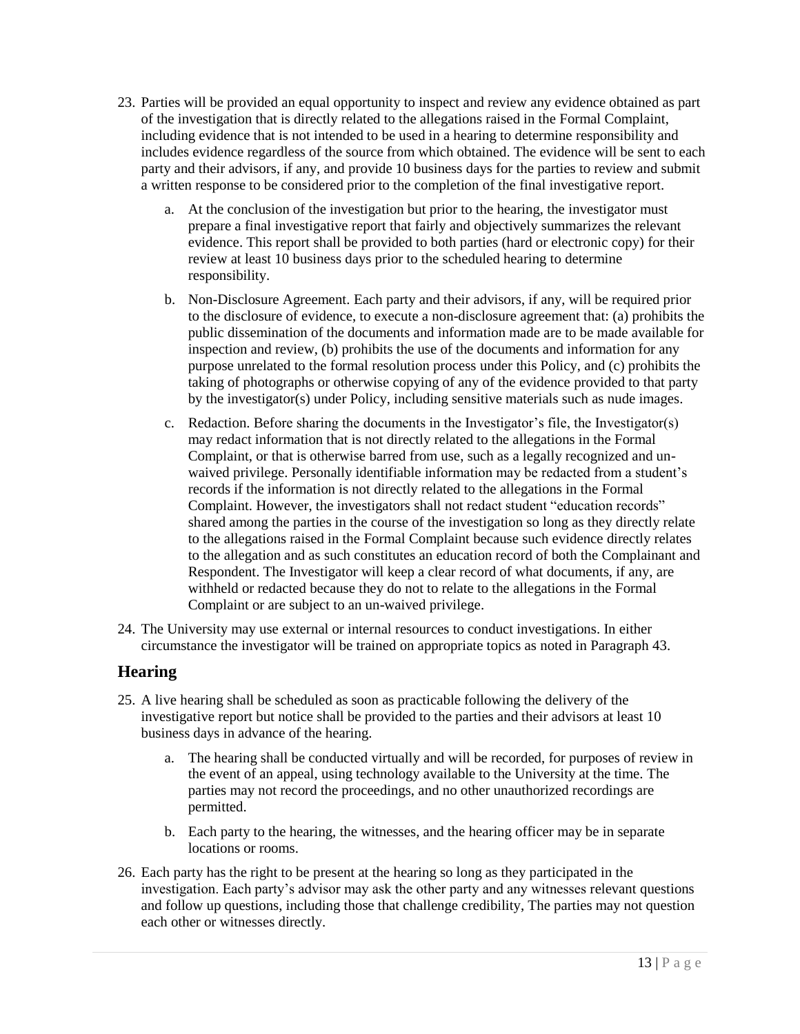23. Parties will be provided an equal opportunity to inspect and review any evidence obtained as part of the investigation that is directly related to the allegations raised in the Formal Complaint, including evidence that is not intended to be used in a hearing to determine responsibility and includes evidence regardless of the source from which obtained. The evidence will be sent to each party and their advisors, if any, and provide 10 business days for the parties to review and submit a written response to be considered prior to the completion of the final investigative report.

    a. At the conclusion of the investigation but prior to the hearing, the investigator must prepare a final investigative report that fairly and objectively summarizes the relevant evidence. This report shall be provided to both parties (hard or electronic copy) for their review at least 10 business days prior to the scheduled hearing to determine responsibility.

    b. Non-Disclosure Agreement. Each party and their advisors, if any, will be required prior to the disclosure of evidence, to execute a non-disclosure agreement that: (a) prohibits the public dissemination of the documents and information made are to be made available for inspection and review, (b) prohibits the use of the documents and information for any purpose unrelated to the formal resolution process under this Policy, and (c) prohibits the taking of photographs or otherwise copying of any of the evidence provided to that party by the investigator(s) under Policy, including sensitive materials such as nude images.

    c. Redaction. Before sharing the documents in the Investigator's file, the Investigator(s) may redact information that is not directly related to the allegations in the Formal Complaint, or that is otherwise barred from use, such as a legally recognized and un-waived privilege. Personally identifiable information may be redacted from a student's records if the information is not directly related to the allegations in the Formal Complaint. However, the investigators shall not redact student "education records" shared among the parties in the course of the investigation so long as they directly relate to the allegations raised in the Formal Complaint because such evidence directly relates to the allegation and as such constitutes an education record of both the Complainant and Respondent. The Investigator will keep a clear record of what documents, if any, are withheld or redacted because they do not to relate to the allegations in the Formal Complaint or are subject to an un-waived privilege.

24. The University may use external or internal resources to conduct investigations. In either circumstance the investigator will be trained on appropriate topics as noted in Paragraph 43.

## Hearing

25. A live hearing shall be scheduled as soon as practicable following the delivery of the investigative report but notice shall be provided to the parties and their advisors at least 10 business days in advance of the hearing.

    a. The hearing shall be conducted virtually and will be recorded, for purposes of review in the event of an appeal, using technology available to the University at the time. The parties may not record the proceedings, and no other unauthorized recordings are permitted.

    b. Each party to the hearing, the witnesses, and the hearing officer may be in separate locations or rooms.

26. Each party has the right to be present at the hearing so long as they participated in the investigation. Each party's advisor may ask the other party and any witnesses relevant questions and follow up questions, including those that challenge credibility, The parties may not question each other or witnesses directly.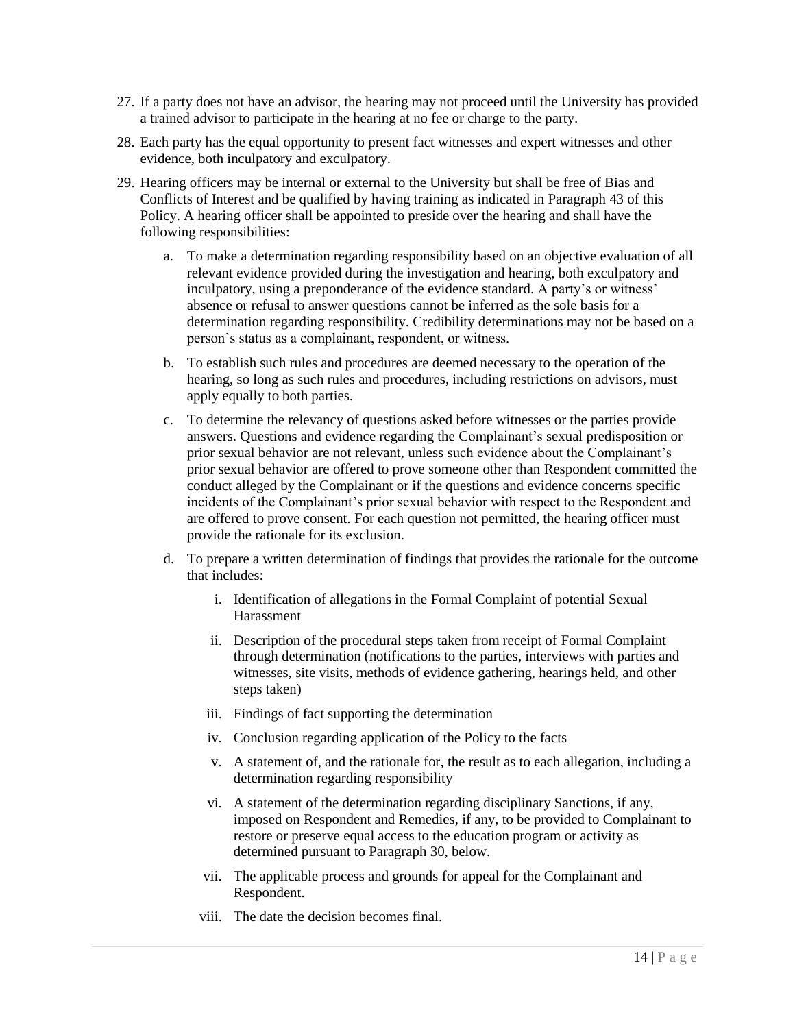27. If a party does not have an advisor, the hearing may not proceed until the University has provided a trained advisor to participate in the hearing at no fee or charge to the party.

28. Each party has the equal opportunity to present fact witnesses and expert witnesses and other evidence, both inculpatory and exculpatory.

29. Hearing officers may be internal or external to the University but shall be free of Bias and Conflicts of Interest and be qualified by having training as indicated in Paragraph 43 of this Policy. A hearing officer shall be appointed to preside over the hearing and shall have the following responsibilities:

    a. To make a determination regarding responsibility based on an objective evaluation of all relevant evidence provided during the investigation and hearing, both exculpatory and inculpatory, using a preponderance of the evidence standard. A party's or witness' absence or refusal to answer questions cannot be inferred as the sole basis for a determination regarding responsibility. Credibility determinations may not be based on a person's status as a complainant, respondent, or witness.

    b. To establish such rules and procedures are deemed necessary to the operation of the hearing, so long as such rules and procedures, including restrictions on advisors, must apply equally to both parties.

    c. To determine the relevancy of questions asked before witnesses or the parties provide answers. Questions and evidence regarding the Complainant's sexual predisposition or prior sexual behavior are not relevant, unless such evidence about the Complainant's prior sexual behavior are offered to prove someone other than Respondent committed the conduct alleged by the Complainant or if the questions and evidence concerns specific incidents of the Complainant's prior sexual behavior with respect to the Respondent and are offered to prove consent. For each question not permitted, the hearing officer must provide the rationale for its exclusion.

    d. To prepare a written determination of findings that provides the rationale for the outcome that includes:

        i. Identification of allegations in the Formal Complaint of potential Sexual Harassment

        ii. Description of the procedural steps taken from receipt of Formal Complaint through determination (notifications to the parties, interviews with parties and witnesses, site visits, methods of evidence gathering, hearings held, and other steps taken)

        iii. Findings of fact supporting the determination

        iv. Conclusion regarding application of the Policy to the facts

        v. A statement of, and the rationale for, the result as to each allegation, including a determination regarding responsibility

        vi. A statement of the determination regarding disciplinary Sanctions, if any, imposed on Respondent and Remedies, if any, to be provided to Complainant to restore or preserve equal access to the education program or activity as determined pursuant to Paragraph 30, below.

        vii. The applicable process and grounds for appeal for the Complainant and Respondent.

        viii. The date the decision becomes final.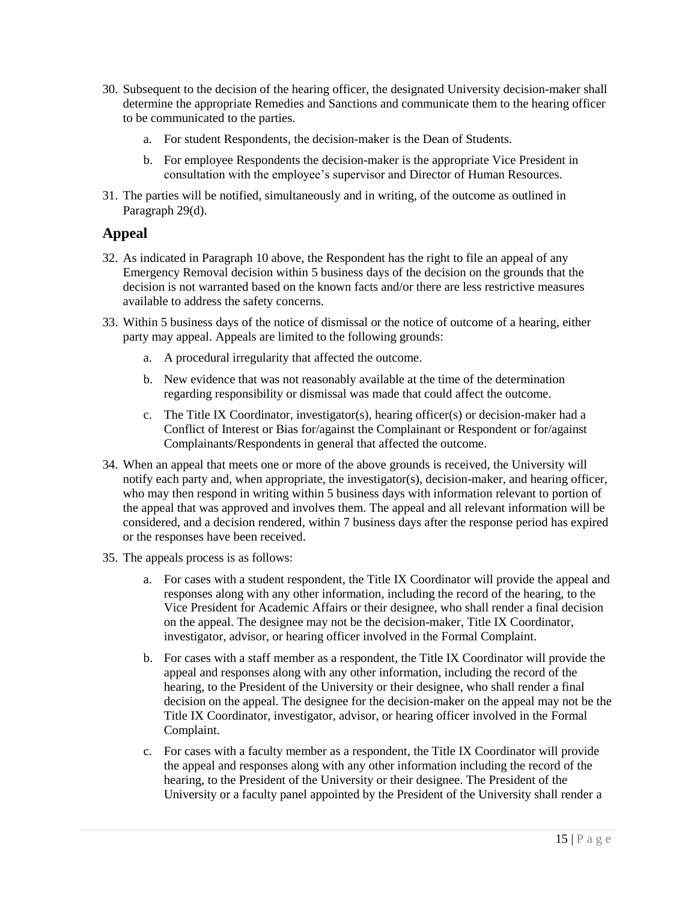30. Subsequent to the decision of the hearing officer, the designated University decision-maker shall determine the appropriate Remedies and Sanctions and communicate them to the hearing officer to be communicated to the parties.

    a. For student Respondents, the decision-maker is the Dean of Students.

    b. For employee Respondents the decision-maker is the appropriate Vice President in consultation with the employee's supervisor and Director of Human Resources.

31. The parties will be notified, simultaneously and in writing, of the outcome as outlined in Paragraph 29(d).

## Appeal

32. As indicated in Paragraph 10 above, the Respondent has the right to file an appeal of any Emergency Removal decision within 5 business days of the decision on the grounds that the decision is not warranted based on the known facts and/or there are less restrictive measures available to address the safety concerns.

33. Within 5 business days of the notice of dismissal or the notice of outcome of a hearing, either party may appeal. Appeals are limited to the following grounds:

    a. A procedural irregularity that affected the outcome.

    b. New evidence that was not reasonably available at the time of the determination regarding responsibility or dismissal was made that could affect the outcome.

    c. The Title IX Coordinator, investigator(s), hearing officer(s) or decision-maker had a Conflict of Interest or Bias for/against the Complainant or Respondent or for/against Complainants/Respondents in general that affected the outcome.

34. When an appeal that meets one or more of the above grounds is received, the University will notify each party and, when appropriate, the investigator(s), decision-maker, and hearing officer, who may then respond in writing within 5 business days with information relevant to portion of the appeal that was approved and involves them. The appeal and all relevant information will be considered, and a decision rendered, within 7 business days after the response period has expired or the responses have been received.

35. The appeals process is as follows:

    a. For cases with a student respondent, the Title IX Coordinator will provide the appeal and responses along with any other information, including the record of the hearing, to the Vice President for Academic Affairs or their designee, who shall render a final decision on the appeal. The designee may not be the decision-maker, Title IX Coordinator, investigator, advisor, or hearing officer involved in the Formal Complaint.

    b. For cases with a staff member as a respondent, the Title IX Coordinator will provide the appeal and responses along with any other information, including the record of the hearing, to the President of the University or their designee, who shall render a final decision on the appeal. The designee for the decision-maker on the appeal may not be the Title IX Coordinator, investigator, advisor, or hearing officer involved in the Formal Complaint.

    c. For cases with a faculty member as a respondent, the Title IX Coordinator will provide the appeal and responses along with any other information including the record of the hearing, to the President of the University or their designee. The President of the University or a faculty panel appointed by the President of the University shall render a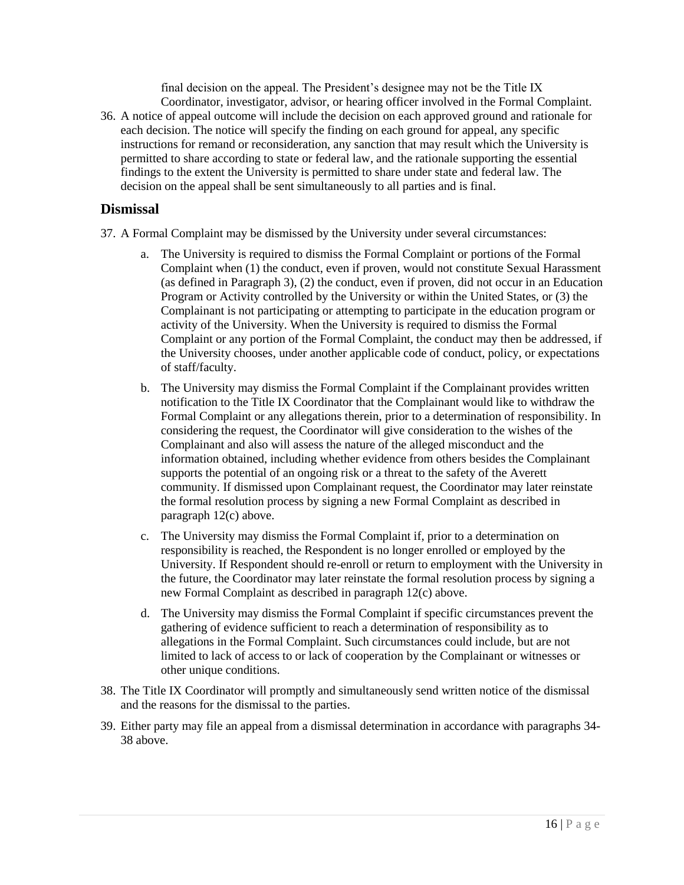final decision on the appeal. The President's designee may not be the Title IX Coordinator, investigator, advisor, or hearing officer involved in the Formal Complaint.

36. A notice of appeal outcome will include the decision on each approved ground and rationale for each decision. The notice will specify the finding on each ground for appeal, any specific instructions for remand or reconsideration, any sanction that may result which the University is permitted to share according to state or federal law, and the rationale supporting the essential findings to the extent the University is permitted to share under state and federal law. The decision on the appeal shall be sent simultaneously to all parties and is final.

## Dismissal

37. A Formal Complaint may be dismissed by the University under several circumstances:

    a. The University is required to dismiss the Formal Complaint or portions of the Formal Complaint when (1) the conduct, even if proven, would not constitute Sexual Harassment (as defined in Paragraph 3), (2) the conduct, even if proven, did not occur in an Education Program or Activity controlled by the University or within the United States, or (3) the Complainant is not participating or attempting to participate in the education program or activity of the University. When the University is required to dismiss the Formal Complaint or any portion of the Formal Complaint, the conduct may then be addressed, if the University chooses, under another applicable code of conduct, policy, or expectations of staff/faculty.

    b. The University may dismiss the Formal Complaint if the Complainant provides written notification to the Title IX Coordinator that the Complainant would like to withdraw the Formal Complaint or any allegations therein, prior to a determination of responsibility. In considering the request, the Coordinator will give consideration to the wishes of the Complainant and also will assess the nature of the alleged misconduct and the information obtained, including whether evidence from others besides the Complainant supports the potential of an ongoing risk or a threat to the safety of the Averett community. If dismissed upon Complainant request, the Coordinator may later reinstate the formal resolution process by signing a new Formal Complaint as described in paragraph 12(c) above.

    c. The University may dismiss the Formal Complaint if, prior to a determination on responsibility is reached, the Respondent is no longer enrolled or employed by the University. If Respondent should re-enroll or return to employment with the University in the future, the Coordinator may later reinstate the formal resolution process by signing a new Formal Complaint as described in paragraph 12(c) above.

    d. The University may dismiss the Formal Complaint if specific circumstances prevent the gathering of evidence sufficient to reach a determination of responsibility as to allegations in the Formal Complaint. Such circumstances could include, but are not limited to lack of access to or lack of cooperation by the Complainant or witnesses or other unique conditions.

38. The Title IX Coordinator will promptly and simultaneously send written notice of the dismissal and the reasons for the dismissal to the parties.

39. Either party may file an appeal from a dismissal determination in accordance with paragraphs 34-38 above.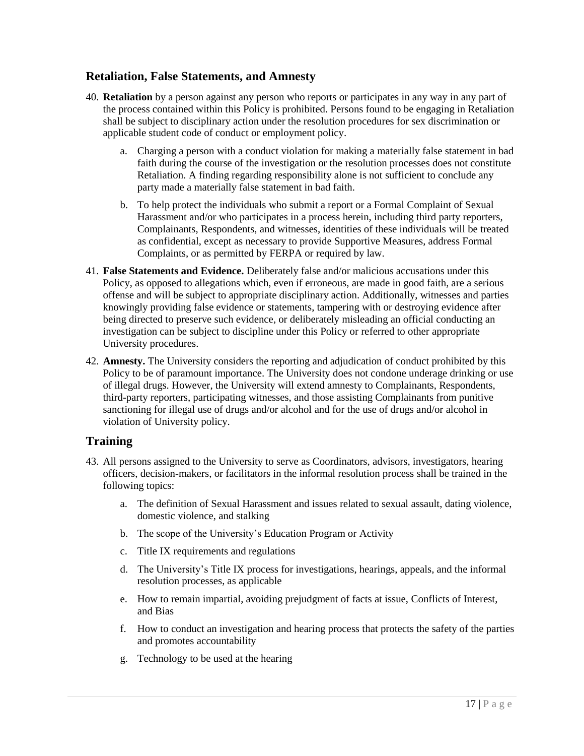## Retaliation, False Statements, and Amnesty

40. **Retaliation** by a person against any person who reports or participates in any way in any part of the process contained within this Policy is prohibited. Persons found to be engaging in Retaliation shall be subject to disciplinary action under the resolution procedures for sex discrimination or applicable student code of conduct or employment policy.

    a. Charging a person with a conduct violation for making a materially false statement in bad faith during the course of the investigation or the resolution processes does not constitute Retaliation. A finding regarding responsibility alone is not sufficient to conclude any party made a materially false statement in bad faith.

    b. To help protect the individuals who submit a report or a Formal Complaint of Sexual Harassment and/or who participates in a process herein, including third party reporters, Complainants, Respondents, and witnesses, identities of these individuals will be treated as confidential, except as necessary to provide Supportive Measures, address Formal Complaints, or as permitted by FERPA or required by law.

41. **False Statements and Evidence.** Deliberately false and/or malicious accusations under this Policy, as opposed to allegations which, even if erroneous, are made in good faith, are a serious offense and will be subject to appropriate disciplinary action. Additionally, witnesses and parties knowingly providing false evidence or statements, tampering with or destroying evidence after being directed to preserve such evidence, or deliberately misleading an official conducting an investigation can be subject to discipline under this Policy or referred to other appropriate University procedures.

42. **Amnesty.** The University considers the reporting and adjudication of conduct prohibited by this Policy to be of paramount importance. The University does not condone underage drinking or use of illegal drugs. However, the University will extend amnesty to Complainants, Respondents, third-party reporters, participating witnesses, and those assisting Complainants from punitive sanctioning for illegal use of drugs and/or alcohol and for the use of drugs and/or alcohol in violation of University policy.

## Training

43. All persons assigned to the University to serve as Coordinators, advisors, investigators, hearing officers, decision-makers, or facilitators in the informal resolution process shall be trained in the following topics:

    a. The definition of Sexual Harassment and issues related to sexual assault, dating violence, domestic violence, and stalking

    b. The scope of the University's Education Program or Activity

    c. Title IX requirements and regulations

    d. The University's Title IX process for investigations, hearings, appeals, and the informal resolution processes, as applicable

    e. How to remain impartial, avoiding prejudgment of facts at issue, Conflicts of Interest, and Bias

    f. How to conduct an investigation and hearing process that protects the safety of the parties and promotes accountability

    g. Technology to be used at the hearing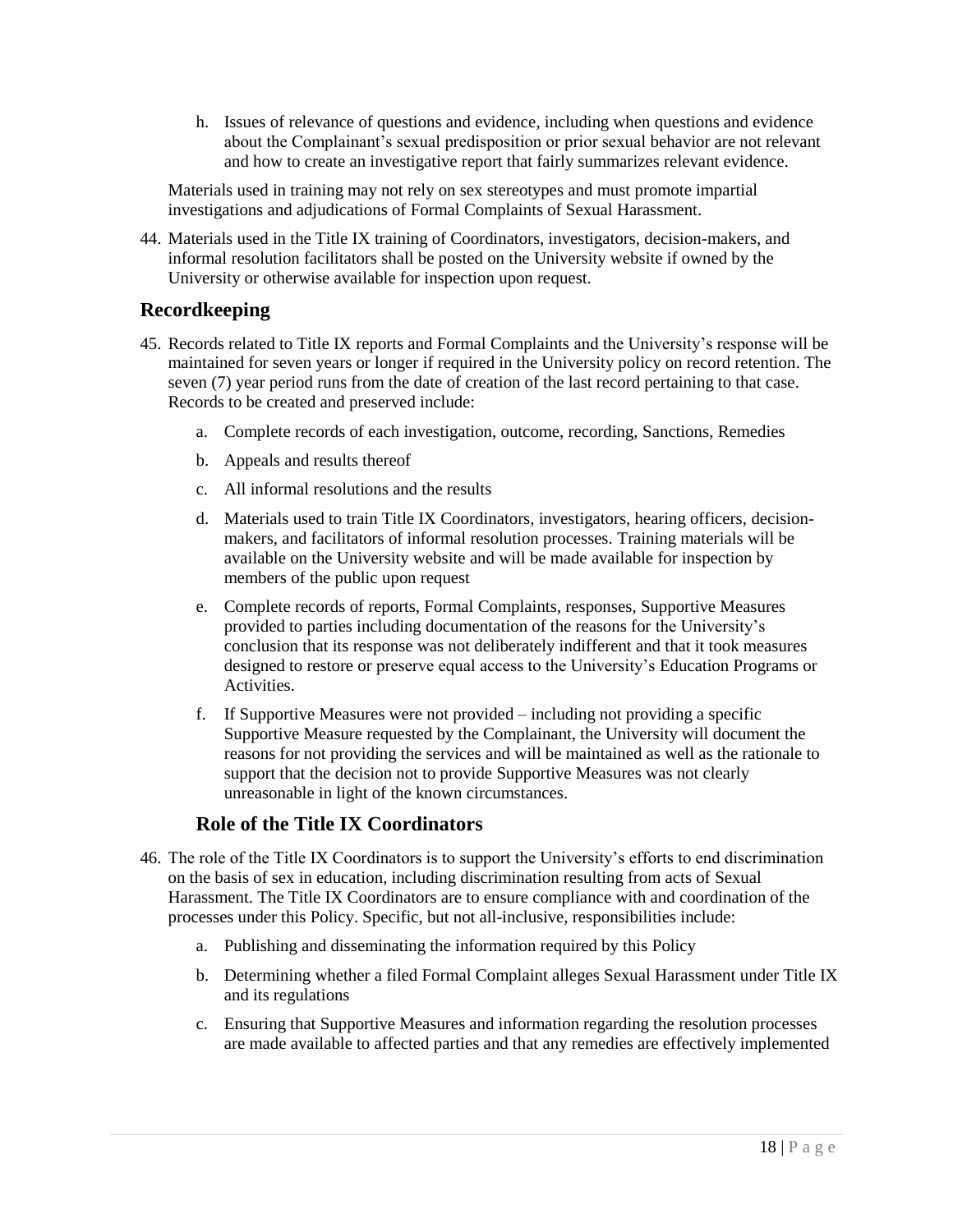h. Issues of relevance of questions and evidence, including when questions and evidence about the Complainant's sexual predisposition or prior sexual behavior are not relevant and how to create an investigative report that fairly summarizes relevant evidence.

Materials used in training may not rely on sex stereotypes and must promote impartial investigations and adjudications of Formal Complaints of Sexual Harassment.

44. Materials used in the Title IX training of Coordinators, investigators, decision-makers, and informal resolution facilitators shall be posted on the University website if owned by the University or otherwise available for inspection upon request.

## Recordkeeping

45. Records related to Title IX reports and Formal Complaints and the University's response will be maintained for seven years or longer if required in the University policy on record retention. The seven (7) year period runs from the date of creation of the last record pertaining to that case. Records to be created and preserved include:

    a. Complete records of each investigation, outcome, recording, Sanctions, Remedies

    b. Appeals and results thereof

    c. All informal resolutions and the results

    d. Materials used to train Title IX Coordinators, investigators, hearing officers, decision-makers, and facilitators of informal resolution processes. Training materials will be available on the University website and will be made available for inspection by members of the public upon request

    e. Complete records of reports, Formal Complaints, responses, Supportive Measures provided to parties including documentation of the reasons for the University's conclusion that its response was not deliberately indifferent and that it took measures designed to restore or preserve equal access to the University's Education Programs or Activities.

    f. If Supportive Measures were not provided – including not providing a specific Supportive Measure requested by the Complainant, the University will document the reasons for not providing the services and will be maintained as well as the rationale to support that the decision not to provide Supportive Measures was not clearly unreasonable in light of the known circumstances.

## Role of the Title IX Coordinators

46. The role of the Title IX Coordinators is to support the University's efforts to end discrimination on the basis of sex in education, including discrimination resulting from acts of Sexual Harassment. The Title IX Coordinators are to ensure compliance with and coordination of the processes under this Policy. Specific, but not all-inclusive, responsibilities include:

    a. Publishing and disseminating the information required by this Policy

    b. Determining whether a filed Formal Complaint alleges Sexual Harassment under Title IX and its regulations

    c. Ensuring that Supportive Measures and information regarding the resolution processes are made available to affected parties and that any remedies are effectively implemented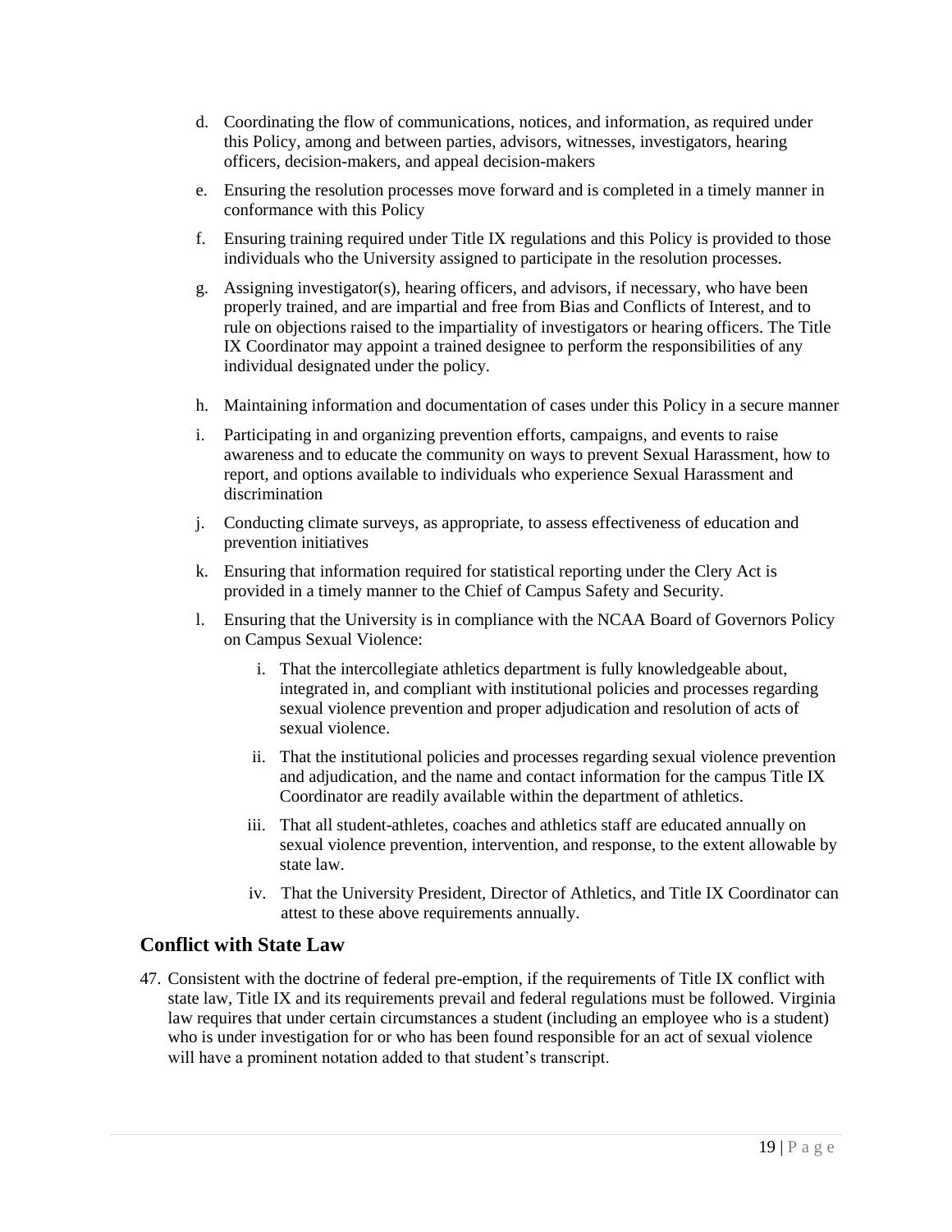d. Coordinating the flow of communications, notices, and information, as required under this Policy, among and between parties, advisors, witnesses, investigators, hearing officers, decision-makers, and appeal decision-makers

e. Ensuring the resolution processes move forward and is completed in a timely manner in conformance with this Policy

f. Ensuring training required under Title IX regulations and this Policy is provided to those individuals who the University assigned to participate in the resolution processes.

g. Assigning investigator(s), hearing officers, and advisors, if necessary, who have been properly trained, and are impartial and free from Bias and Conflicts of Interest, and to rule on objections raised to the impartiality of investigators or hearing officers. The Title IX Coordinator may appoint a trained designee to perform the responsibilities of any individual designated under the policy.

h. Maintaining information and documentation of cases under this Policy in a secure manner

i. Participating in and organizing prevention efforts, campaigns, and events to raise awareness and to educate the community on ways to prevent Sexual Harassment, how to report, and options available to individuals who experience Sexual Harassment and discrimination

j. Conducting climate surveys, as appropriate, to assess effectiveness of education and prevention initiatives

k. Ensuring that information required for statistical reporting under the Clery Act is provided in a timely manner to the Chief of Campus Safety and Security.

l. Ensuring that the University is in compliance with the NCAA Board of Governors Policy on Campus Sexual Violence:

   i. That the intercollegiate athletics department is fully knowledgeable about, integrated in, and compliant with institutional policies and processes regarding sexual violence prevention and proper adjudication and resolution of acts of sexual violence.

   ii. That the institutional policies and processes regarding sexual violence prevention and adjudication, and the name and contact information for the campus Title IX Coordinator are readily available within the department of athletics.

   iii. That all student-athletes, coaches and athletics staff are educated annually on sexual violence prevention, intervention, and response, to the extent allowable by state law.

   iv. That the University President, Director of Athletics, and Title IX Coordinator can attest to these above requirements annually.

## Conflict with State Law

47. Consistent with the doctrine of federal pre-emption, if the requirements of Title IX conflict with state law, Title IX and its requirements prevail and federal regulations must be followed. Virginia law requires that under certain circumstances a student (including an employee who is a student) who is under investigation for or who has been found responsible for an act of sexual violence will have a prominent notation added to that student's transcript.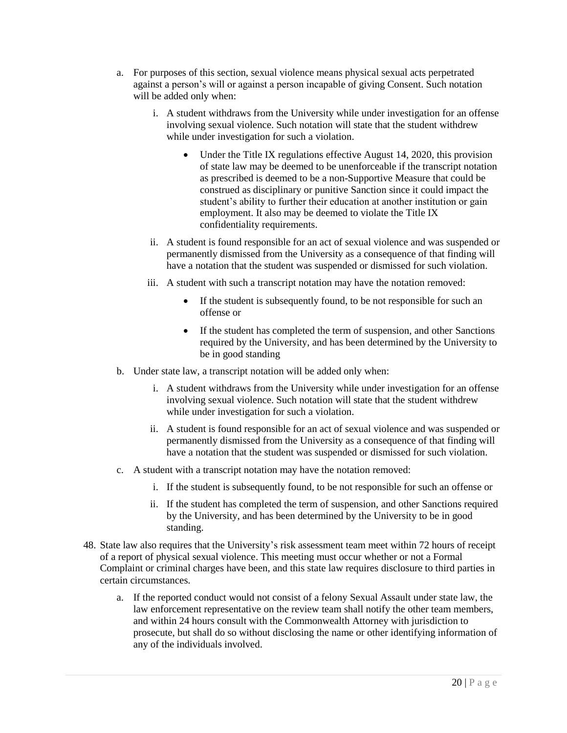a. For purposes of this section, sexual violence means physical sexual acts perpetrated against a person's will or against a person incapable of giving Consent. Such notation will be added only when:

    i. A student withdraws from the University while under investigation for an offense involving sexual violence. Such notation will state that the student withdrew while under investigation for such a violation.

        - Under the Title IX regulations effective August 14, 2020, this provision of state law may be deemed to be unenforceable if the transcript notation as prescribed is deemed to be a non-Supportive Measure that could be construed as disciplinary or punitive Sanction since it could impact the student's ability to further their education at another institution or gain employment. It also may be deemed to violate the Title IX confidentiality requirements.

    ii. A student is found responsible for an act of sexual violence and was suspended or permanently dismissed from the University as a consequence of that finding will have a notation that the student was suspended or dismissed for such violation.

    iii. A student with such a transcript notation may have the notation removed:

        - If the student is subsequently found, to be not responsible for such an offense or
        - If the student has completed the term of suspension, and other Sanctions required by the University, and has been determined by the University to be in good standing

b. Under state law, a transcript notation will be added only when:

    i. A student withdraws from the University while under investigation for an offense involving sexual violence. Such notation will state that the student withdrew while under investigation for such a violation.

    ii. A student is found responsible for an act of sexual violence and was suspended or permanently dismissed from the University as a consequence of that finding will have a notation that the student was suspended or dismissed for such violation.

c. A student with a transcript notation may have the notation removed:

    i. If the student is subsequently found, to be not responsible for such an offense or

    ii. If the student has completed the term of suspension, and other Sanctions required by the University, and has been determined by the University to be in good standing.

48. State law also requires that the University's risk assessment team meet within 72 hours of receipt of a report of physical sexual violence. This meeting must occur whether or not a Formal Complaint or criminal charges have been, and this state law requires disclosure to third parties in certain circumstances.

    a. If the reported conduct would not consist of a felony Sexual Assault under state law, the law enforcement representative on the review team shall notify the other team members, and within 24 hours consult with the Commonwealth Attorney with jurisdiction to prosecute, but shall do so without disclosing the name or other identifying information of any of the individuals involved.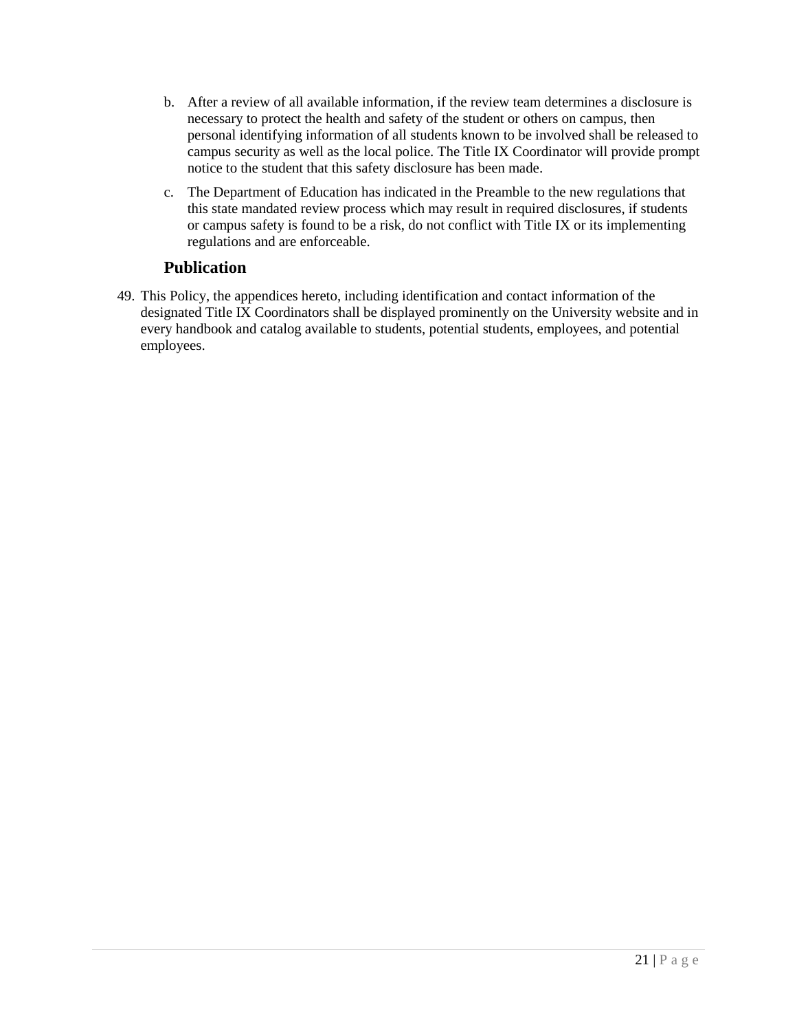b. After a review of all available information, if the review team determines a disclosure is necessary to protect the health and safety of the student or others on campus, then personal identifying information of all students known to be involved shall be released to campus security as well as the local police. The Title IX Coordinator will provide prompt notice to the student that this safety disclosure has been made.

c. The Department of Education has indicated in the Preamble to the new regulations that this state mandated review process which may result in required disclosures, if students or campus safety is found to be a risk, do not conflict with Title IX or its implementing regulations and are enforceable.

## Publication

49. This Policy, the appendices hereto, including identification and contact information of the designated Title IX Coordinators shall be displayed prominently on the University website and in every handbook and catalog available to students, potential students, employees, and potential employees.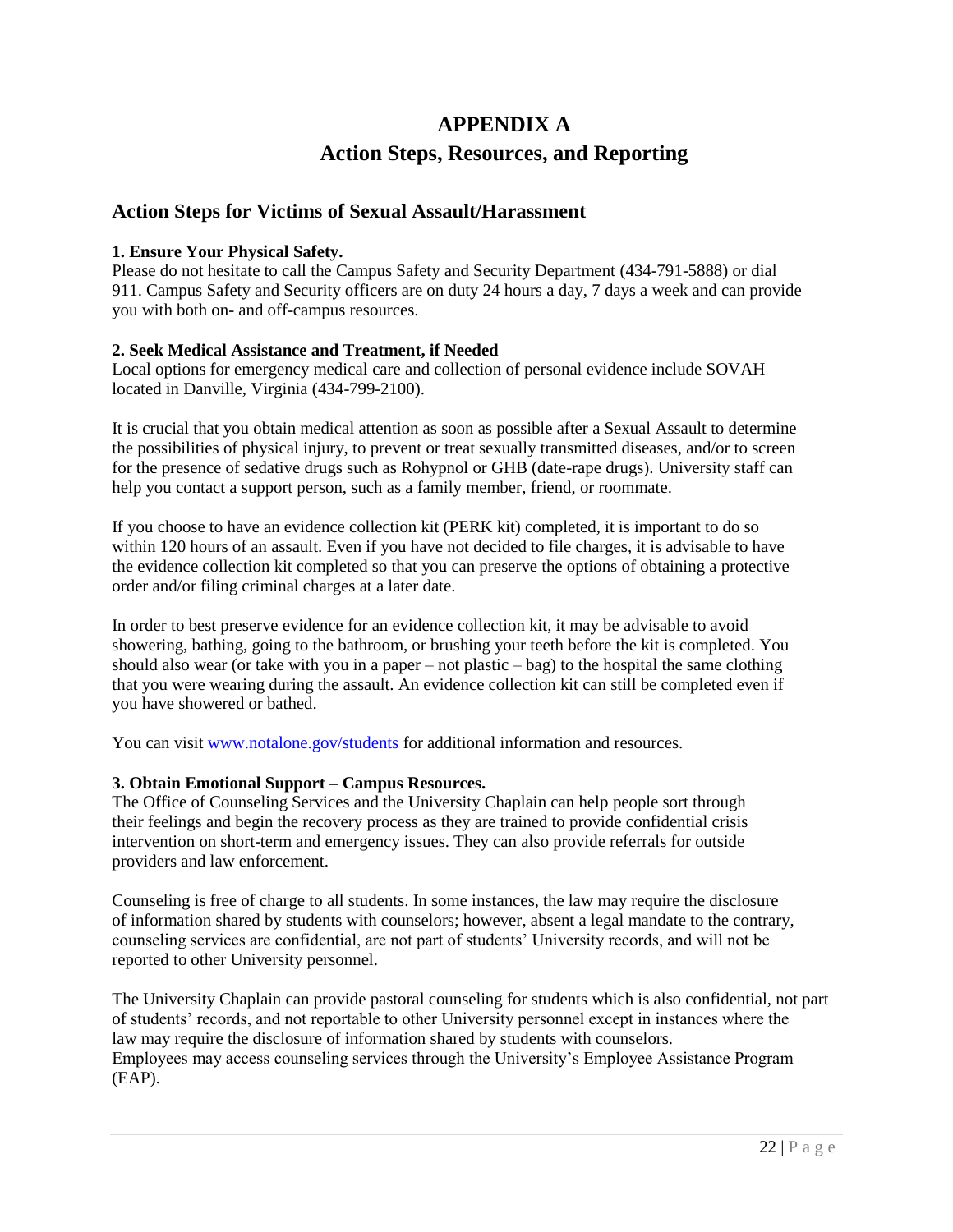# APPENDIX A

# Action Steps, Resources, and Reporting

## Action Steps for Victims of Sexual Assault/Harassment

**1. Ensure Your Physical Safety.**

Please do not hesitate to call the Campus Safety and Security Department (434-791-5888) or dial 911. Campus Safety and Security officers are on duty 24 hours a day, 7 days a week and can provide you with both on- and off-campus resources.

**2. Seek Medical Assistance and Treatment, if Needed**

Local options for emergency medical care and collection of personal evidence include SOVAH located in Danville, Virginia (434-799-2100).

It is crucial that you obtain medical attention as soon as possible after a Sexual Assault to determine the possibilities of physical injury, to prevent or treat sexually transmitted diseases, and/or to screen for the presence of sedative drugs such as Rohypnol or GHB (date-rape drugs). University staff can help you contact a support person, such as a family member, friend, or roommate.

If you choose to have an evidence collection kit (PERK kit) completed, it is important to do so within 120 hours of an assault. Even if you have not decided to file charges, it is advisable to have the evidence collection kit completed so that you can preserve the options of obtaining a protective order and/or filing criminal charges at a later date.

In order to best preserve evidence for an evidence collection kit, it may be advisable to avoid showering, bathing, going to the bathroom, or brushing your teeth before the kit is completed. You should also wear (or take with you in a paper – not plastic – bag) to the hospital the same clothing that you were wearing during the assault. An evidence collection kit can still be completed even if you have showered or bathed.

You can visit www.notalone.gov/students for additional information and resources.

**3. Obtain Emotional Support – Campus Resources.**

The Office of Counseling Services and the University Chaplain can help people sort through their feelings and begin the recovery process as they are trained to provide confidential crisis intervention on short-term and emergency issues. They can also provide referrals for outside providers and law enforcement.

Counseling is free of charge to all students. In some instances, the law may require the disclosure of information shared by students with counselors; however, absent a legal mandate to the contrary, counseling services are confidential, are not part of students' University records, and will not be reported to other University personnel.

The University Chaplain can provide pastoral counseling for students which is also confidential, not part of students' records, and not reportable to other University personnel except in instances where the law may require the disclosure of information shared by students with counselors.
Employees may access counseling services through the University's Employee Assistance Program (EAP).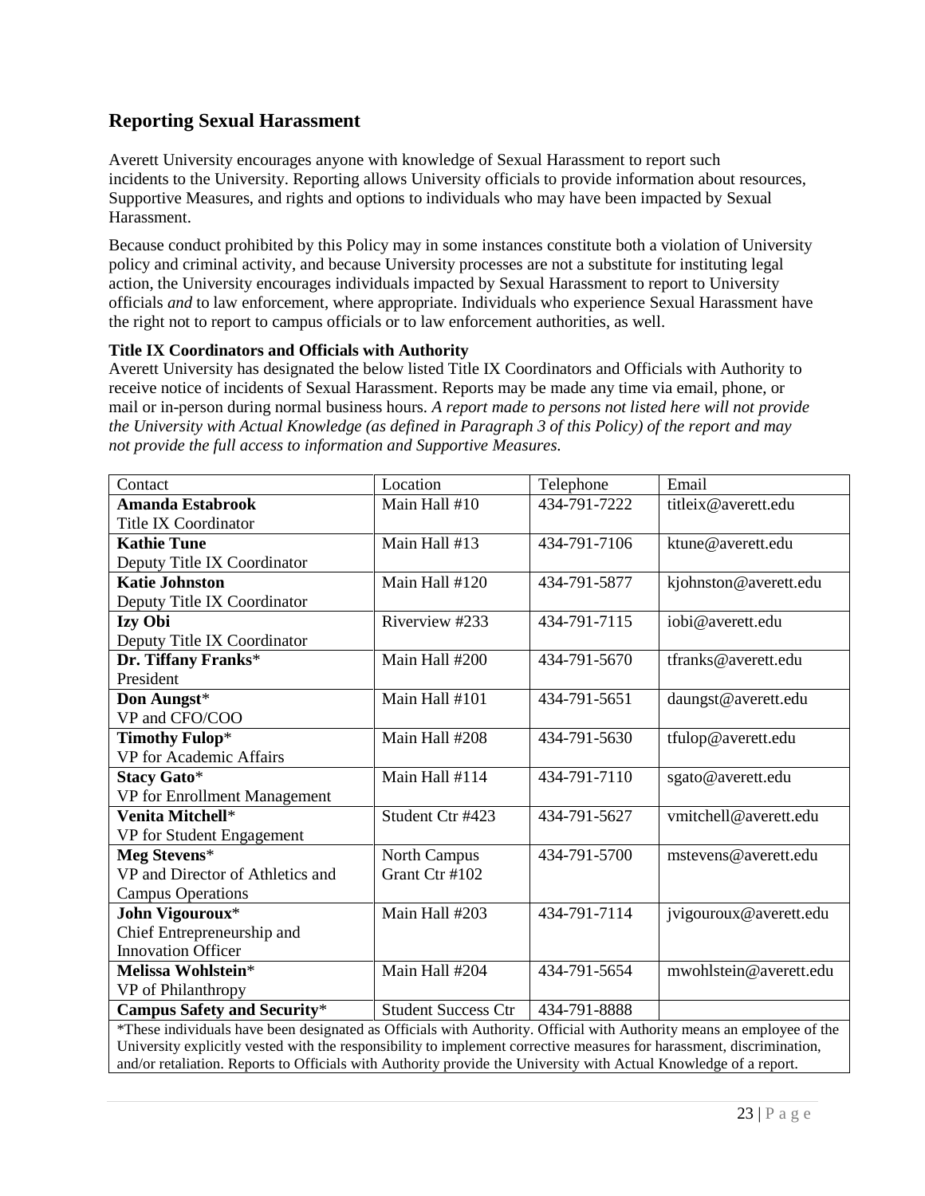## Reporting Sexual Harassment

Averett University encourages anyone with knowledge of Sexual Harassment to report such incidents to the University. Reporting allows University officials to provide information about resources, Supportive Measures, and rights and options to individuals who may have been impacted by Sexual Harassment.

Because conduct prohibited by this Policy may in some instances constitute both a violation of University policy and criminal activity, and because University processes are not a substitute for instituting legal action, the University encourages individuals impacted by Sexual Harassment to report to University officials *and* to law enforcement, where appropriate. Individuals who experience Sexual Harassment have the right not to report to campus officials or to law enforcement authorities, as well.

**Title IX Coordinators and Officials with Authority**

Averett University has designated the below listed Title IX Coordinators and Officials with Authority to receive notice of incidents of Sexual Harassment. Reports may be made any time via email, phone, or mail or in-person during normal business hours. *A report made to persons not listed here will not provide the University with Actual Knowledge (as defined in Paragraph 3 of this Policy) of the report and may not provide the full access to information and Supportive Measures.*

| Contact | Location | Telephone | Email |
|---|---|---|---|
| **Amanda Estabrook** Title IX Coordinator | Main Hall #10 | 434-791-7222 | titleix@averett.edu |
| **Kathie Tune** Deputy Title IX Coordinator | Main Hall #13 | 434-791-7106 | ktune@averett.edu |
| **Katie Johnston** Deputy Title IX Coordinator | Main Hall #120 | 434-791-5877 | kjohnston@averett.edu |
| **Izy Obi** Deputy Title IX Coordinator | Riverview #233 | 434-791-7115 | iobi@averett.edu |
| **Dr. Tiffany Franks*** President | Main Hall #200 | 434-791-5670 | tfranks@averett.edu |
| **Don Aungst*** VP and CFO/COO | Main Hall #101 | 434-791-5651 | daungst@averett.edu |
| **Timothy Fulop*** VP for Academic Affairs | Main Hall #208 | 434-791-5630 | tfulop@averett.edu |
| **Stacy Gato*** VP for Enrollment Management | Main Hall #114 | 434-791-7110 | sgato@averett.edu |
| **Venita Mitchell*** VP for Student Engagement | Student Ctr #423 | 434-791-5627 | vmitchell@averett.edu |
| **Meg Stevens*** VP and Director of Athletics and Campus Operations | North Campus Grant Ctr #102 | 434-791-5700 | mstevens@averett.edu |
| **John Vigouroux*** Chief Entrepreneurship and Innovation Officer | Main Hall #203 | 434-791-7114 | jvigouroux@averett.edu |
| **Melissa Wohlstein*** VP of Philanthropy | Main Hall #204 | 434-791-5654 | mwohlstein@averett.edu |
| **Campus Safety and Security*** | Student Success Ctr | 434-791-8888 | |

*These individuals have been designated as Officials with Authority. Official with Authority means an employee of the University explicitly vested with the responsibility to implement corrective measures for harassment, discrimination, and/or retaliation. Reports to Officials with Authority provide the University with Actual Knowledge of a report.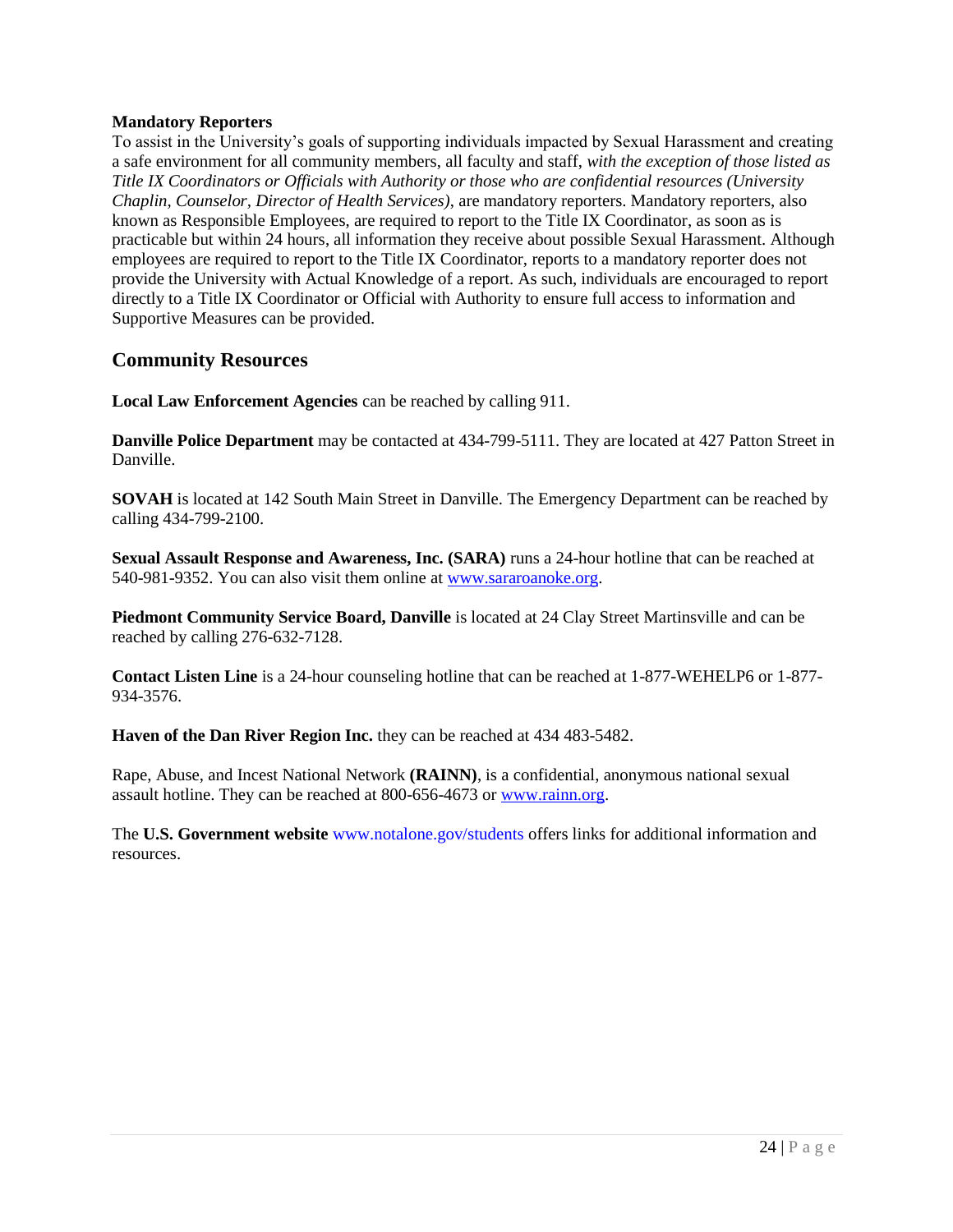**Mandatory Reporters**

To assist in the University's goals of supporting individuals impacted by Sexual Harassment and creating a safe environment for all community members, all faculty and staff, *with the exception of those listed as Title IX Coordinators or Officials with Authority or those who are confidential resources (University Chaplin, Counselor, Director of Health Services)*, are mandatory reporters. Mandatory reporters, also known as Responsible Employees, are required to report to the Title IX Coordinator, as soon as is practicable but within 24 hours, all information they receive about possible Sexual Harassment. Although employees are required to report to the Title IX Coordinator, reports to a mandatory reporter does not provide the University with Actual Knowledge of a report. As such, individuals are encouraged to report directly to a Title IX Coordinator or Official with Authority to ensure full access to information and Supportive Measures can be provided.

## Community Resources

**Local Law Enforcement Agencies** can be reached by calling 911.

**Danville Police Department** may be contacted at 434-799-5111. They are located at 427 Patton Street in Danville.

**SOVAH** is located at 142 South Main Street in Danville. The Emergency Department can be reached by calling 434-799-2100.

**Sexual Assault Response and Awareness, Inc. (SARA)** runs a 24-hour hotline that can be reached at 540-981-9352. You can also visit them online at www.sararoanoke.org.

**Piedmont Community Service Board, Danville** is located at 24 Clay Street Martinsville and can be reached by calling 276-632-7128.

**Contact Listen Line** is a 24-hour counseling hotline that can be reached at 1-877-WEHELP6 or 1-877-934-3576.

**Haven of the Dan River Region Inc.** they can be reached at 434 483-5482.

Rape, Abuse, and Incest National Network **(RAINN)**, is a confidential, anonymous national sexual assault hotline. They can be reached at 800-656-4673 or www.rainn.org.

The **U.S. Government website** www.notalone.gov/students offers links for additional information and resources.